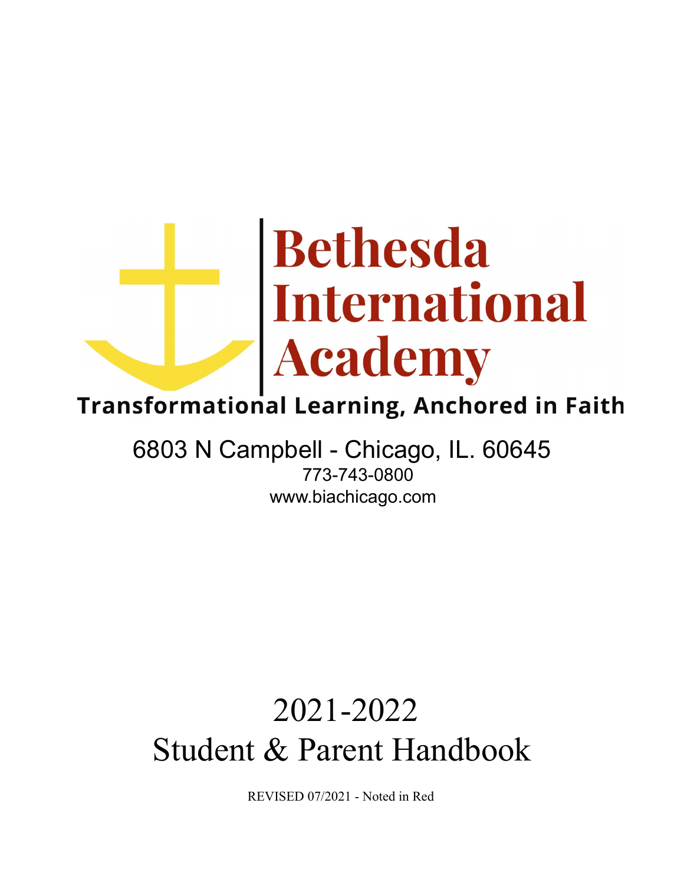# Bethesda International Academy

**Transformational Learning, Anchored in Faith**

6803 N Campbell - Chicago, IL. 60645

773-743-0800

www.biachicago.com

# 2021-2022 Student & Parent Handbook

REVISED 07/2021 - Noted in Red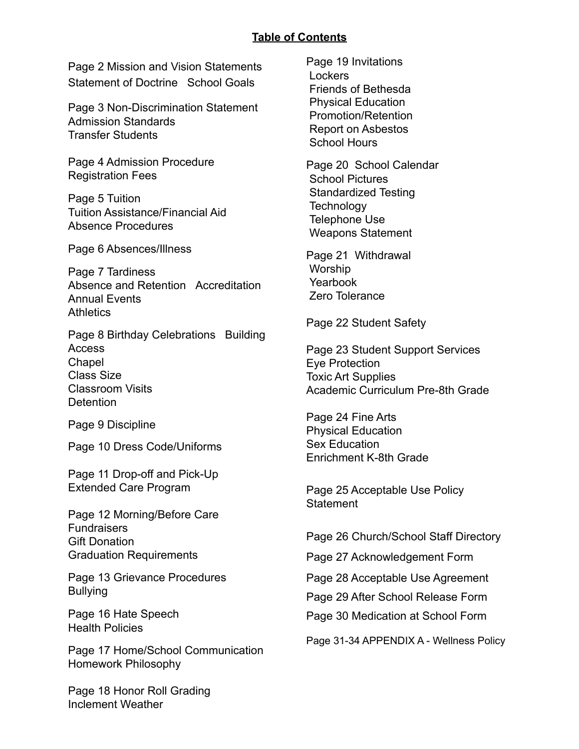## Table of Contents

Page 2 Mission and Vision Statements
Statement of Doctrine   School Goals

Page 3 Non-Discrimination Statement
Admission Standards
Transfer Students

Page 4 Admission Procedure
Registration Fees

Page 5 Tuition
Tuition Assistance/Financial Aid
Absence Procedures

Page 6 Absences/Illness

Page 7 Tardiness
Absence and Retention   Accreditation
Annual Events
Athletics

Page 8 Birthday Celebrations   Building Access
Chapel
Class Size
Classroom Visits
Detention

Page 9 Discipline

Page 10 Dress Code/Uniforms

Page 11 Drop-off and Pick-Up
Extended Care Program

Page 12 Morning/Before Care
Fundraisers
Gift Donation
Graduation Requirements

Page 13 Grievance Procedures
Bullying

Page 16 Hate Speech
Health Policies

Page 17 Home/School Communication
Homework Philosophy

Page 18 Honor Roll Grading
Inclement Weather

Page 19 Invitations
Lockers
Friends of Bethesda
Physical Education
Promotion/Retention
Report on Asbestos
School Hours

Page 20 School Calendar
School Pictures
Standardized Testing
Technology
Telephone Use
Weapons Statement

Page 21 Withdrawal
Worship
Yearbook
Zero Tolerance

Page 22 Student Safety

Page 23 Student Support Services
Eye Protection
Toxic Art Supplies
Academic Curriculum Pre-8th Grade

Page 24 Fine Arts
Physical Education
Sex Education
Enrichment K-8th Grade

Page 25 Acceptable Use Policy Statement

Page 26 Church/School Staff Directory

Page 27 Acknowledgement Form

Page 28 Acceptable Use Agreement

Page 29 After School Release Form

Page 30 Medication at School Form

Page 31-34 APPENDIX A - Wellness Policy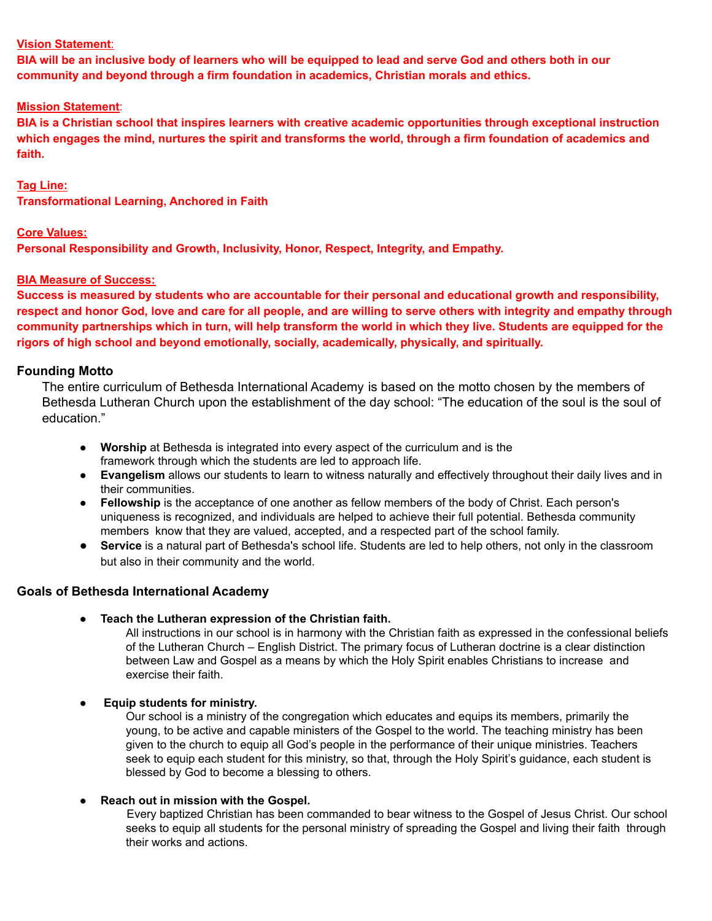**Vision Statement:**

**BIA will be an inclusive body of learners who will be equipped to lead and serve God and others both in our community and beyond through a firm foundation in academics, Christian morals and ethics.**

**Mission Statement:**

**BIA is a Christian school that inspires learners with creative academic opportunities through exceptional instruction which engages the mind, nurtures the spirit and transforms the world, through a firm foundation of academics and faith.**

**Tag Line:**

**Transformational Learning, Anchored in Faith**

**Core Values:**

**Personal Responsibility and Growth, Inclusivity, Honor, Respect, Integrity, and Empathy.**

**BIA Measure of Success:**

**Success is measured by students who are accountable for their personal and educational growth and responsibility, respect and honor God, love and care for all people, and are willing to serve others with integrity and empathy through community partnerships which in turn, will help transform the world in which they live. Students are equipped for the rigors of high school and beyond emotionally, socially, academically, physically, and spiritually.**

### Founding Motto

The entire curriculum of Bethesda International Academy is based on the motto chosen by the members of Bethesda Lutheran Church upon the establishment of the day school: "The education of the soul is the soul of education."

- **Worship** at Bethesda is integrated into every aspect of the curriculum and is the framework through which the students are led to approach life.
- **Evangelism** allows our students to learn to witness naturally and effectively throughout their daily lives and in their communities.
- **Fellowship** is the acceptance of one another as fellow members of the body of Christ. Each person's uniqueness is recognized, and individuals are helped to achieve their full potential. Bethesda community members know that they are valued, accepted, and a respected part of the school family.
- **Service** is a natural part of Bethesda's school life. Students are led to help others, not only in the classroom but also in their community and the world.

### Goals of Bethesda International Academy

- **Teach the Lutheran expression of the Christian faith.**

  All instructions in our school is in harmony with the Christian faith as expressed in the confessional beliefs of the Lutheran Church – English District. The primary focus of Lutheran doctrine is a clear distinction between Law and Gospel as a means by which the Holy Spirit enables Christians to increase and exercise their faith.

- **Equip students for ministry.**

  Our school is a ministry of the congregation which educates and equips its members, primarily the young, to be active and capable ministers of the Gospel to the world. The teaching ministry has been given to the church to equip all God's people in the performance of their unique ministries. Teachers seek to equip each student for this ministry, so that, through the Holy Spirit's guidance, each student is blessed by God to become a blessing to others.

- **Reach out in mission with the Gospel.**

  Every baptized Christian has been commanded to bear witness to the Gospel of Jesus Christ. Our school seeks to equip all students for the personal ministry of spreading the Gospel and living their faith through their works and actions.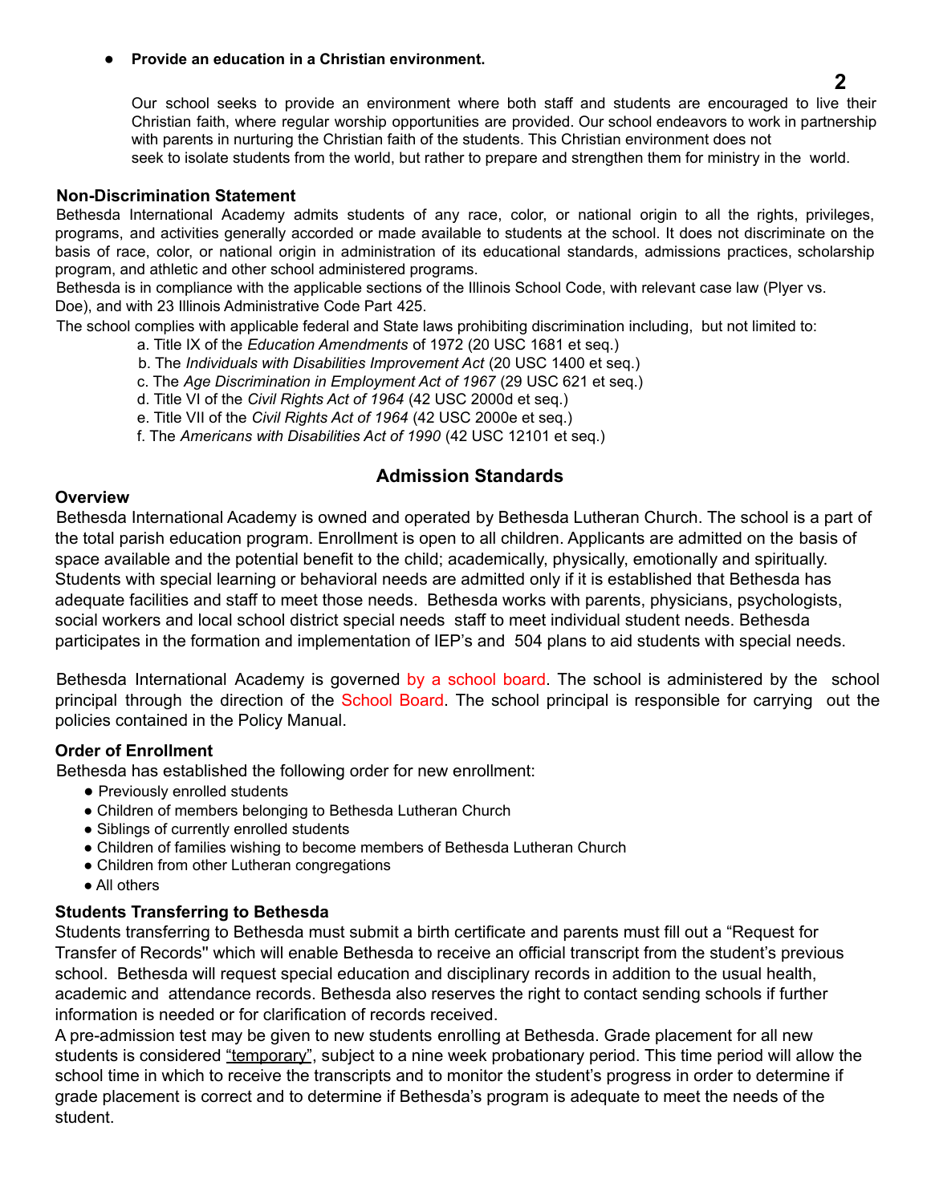- **Provide an education in a Christian environment.**

  Our school seeks to provide an environment where both staff and students are encouraged to live their Christian faith, where regular worship opportunities are provided. Our school endeavors to work in partnership with parents in nurturing the Christian faith of the students. This Christian environment does not seek to isolate students from the world, but rather to prepare and strengthen them for ministry in the world.

### Non-Discrimination Statement

Bethesda International Academy admits students of any race, color, or national origin to all the rights, privileges, programs, and activities generally accorded or made available to students at the school. It does not discriminate on the basis of race, color, or national origin in administration of its educational standards, admissions practices, scholarship program, and athletic and other school administered programs.

Bethesda is in compliance with the applicable sections of the Illinois School Code, with relevant case law (Plyer vs. Doe), and with 23 Illinois Administrative Code Part 425.

The school complies with applicable federal and State laws prohibiting discrimination including, but not limited to:

a. Title IX of the *Education Amendments* of 1972 (20 USC 1681 et seq.)
b. The *Individuals with Disabilities Improvement Act* (20 USC 1400 et seq.)
c. The *Age Discrimination in Employment Act of 1967* (29 USC 621 et seq.)
d. Title VI of the *Civil Rights Act of 1964* (42 USC 2000d et seq.)
e. Title VII of the *Civil Rights Act of 1964* (42 USC 2000e et seq.)
f. The *Americans with Disabilities Act of 1990* (42 USC 12101 et seq.)

## Admission Standards

### Overview

Bethesda International Academy is owned and operated by Bethesda Lutheran Church. The school is a part of the total parish education program. Enrollment is open to all children. Applicants are admitted on the basis of space available and the potential benefit to the child; academically, physically, emotionally and spiritually. Students with special learning or behavioral needs are admitted only if it is established that Bethesda has adequate facilities and staff to meet those needs. Bethesda works with parents, physicians, psychologists, social workers and local school district special needs staff to meet individual student needs. Bethesda participates in the formation and implementation of IEP's and 504 plans to aid students with special needs.

Bethesda International Academy is governed by a school board. The school is administered by the school principal through the direction of the School Board. The school principal is responsible for carrying out the policies contained in the Policy Manual.

### Order of Enrollment

Bethesda has established the following order for new enrollment:

- Previously enrolled students
- Children of members belonging to Bethesda Lutheran Church
- Siblings of currently enrolled students
- Children of families wishing to become members of Bethesda Lutheran Church
- Children from other Lutheran congregations
- All others

### Students Transferring to Bethesda

Students transferring to Bethesda must submit a birth certificate and parents must fill out a "Request for Transfer of Records" which will enable Bethesda to receive an official transcript from the student's previous school. Bethesda will request special education and disciplinary records in addition to the usual health, academic and attendance records. Bethesda also reserves the right to contact sending schools if further information is needed or for clarification of records received.

A pre-admission test may be given to new students enrolling at Bethesda. Grade placement for all new students is considered "temporary", subject to a nine week probationary period. This time period will allow the school time in which to receive the transcripts and to monitor the student's progress in order to determine if grade placement is correct and to determine if Bethesda's program is adequate to meet the needs of the student.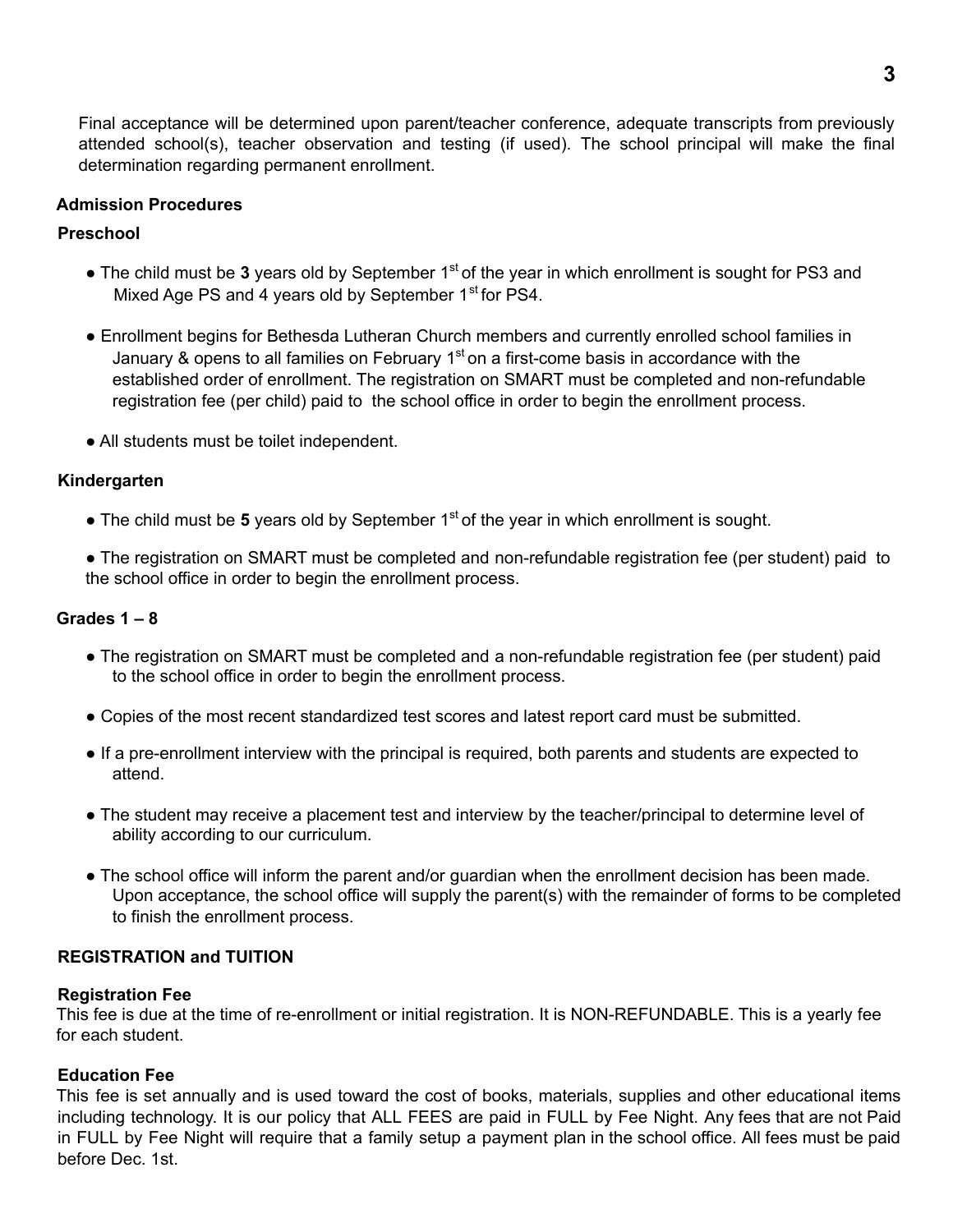Final acceptance will be determined upon parent/teacher conference, adequate transcripts from previously attended school(s), teacher observation and testing (if used). The school principal will make the final determination regarding permanent enrollment.

### Admission Procedures

#### Preschool

- The child must be **3** years old by September 1st of the year in which enrollment is sought for PS3 and Mixed Age PS and 4 years old by September 1st for PS4.
- Enrollment begins for Bethesda Lutheran Church members and currently enrolled school families in January & opens to all families on February 1st on a first-come basis in accordance with the established order of enrollment. The registration on SMART must be completed and non-refundable registration fee (per child) paid to the school office in order to begin the enrollment process.
- All students must be toilet independent.

#### Kindergarten

- The child must be **5** years old by September 1st of the year in which enrollment is sought.
- The registration on SMART must be completed and non-refundable registration fee (per student) paid to the school office in order to begin the enrollment process.

#### Grades 1 – 8

- The registration on SMART must be completed and a non-refundable registration fee (per student) paid to the school office in order to begin the enrollment process.
- Copies of the most recent standardized test scores and latest report card must be submitted.
- If a pre-enrollment interview with the principal is required, both parents and students are expected to attend.
- The student may receive a placement test and interview by the teacher/principal to determine level of ability according to our curriculum.
- The school office will inform the parent and/or guardian when the enrollment decision has been made. Upon acceptance, the school office will supply the parent(s) with the remainder of forms to be completed to finish the enrollment process.

### REGISTRATION and TUITION

#### Registration Fee

This fee is due at the time of re-enrollment or initial registration. It is NON-REFUNDABLE. This is a yearly fee for each student.

#### Education Fee

This fee is set annually and is used toward the cost of books, materials, supplies and other educational items including technology. It is our policy that ALL FEES are paid in FULL by Fee Night. Any fees that are not Paid in FULL by Fee Night will require that a family setup a payment plan in the school office. All fees must be paid before Dec. 1st.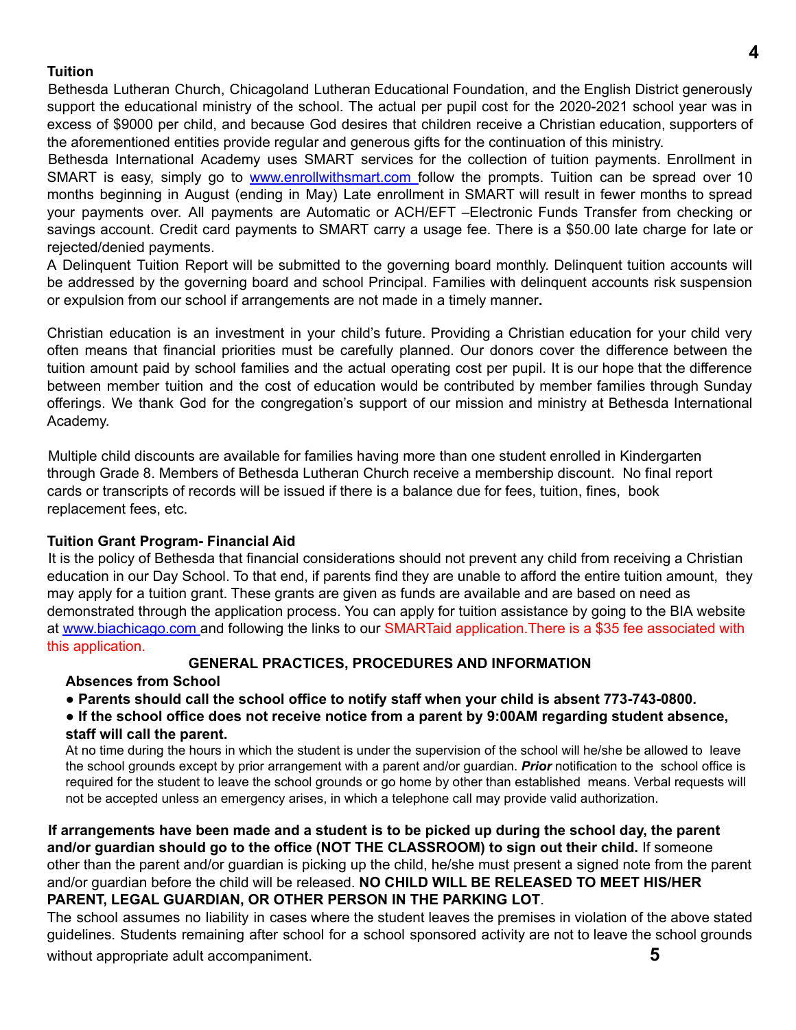**Tuition**

Bethesda Lutheran Church, Chicagoland Lutheran Educational Foundation, and the English District generously support the educational ministry of the school. The actual per pupil cost for the 2020-2021 school year was in excess of $9000 per child, and because God desires that children receive a Christian education, supporters of the aforementioned entities provide regular and generous gifts for the continuation of this ministry.

Bethesda International Academy uses SMART services for the collection of tuition payments. Enrollment in SMART is easy, simply go to www.enrollwithsmart.com follow the prompts. Tuition can be spread over 10 months beginning in August (ending in May) Late enrollment in SMART will result in fewer months to spread your payments over. All payments are Automatic or ACH/EFT –Electronic Funds Transfer from checking or savings account. Credit card payments to SMART carry a usage fee. There is a $50.00 late charge for late or rejected/denied payments.

A Delinquent Tuition Report will be submitted to the governing board monthly. Delinquent tuition accounts will be addressed by the governing board and school Principal. Families with delinquent accounts risk suspension or expulsion from our school if arrangements are not made in a timely manner.

Christian education is an investment in your child's future. Providing a Christian education for your child very often means that financial priorities must be carefully planned. Our donors cover the difference between the tuition amount paid by school families and the actual operating cost per pupil. It is our hope that the difference between member tuition and the cost of education would be contributed by member families through Sunday offerings. We thank God for the congregation's support of our mission and ministry at Bethesda International Academy.

Multiple child discounts are available for families having more than one student enrolled in Kindergarten through Grade 8. Members of Bethesda Lutheran Church receive a membership discount. No final report cards or transcripts of records will be issued if there is a balance due for fees, tuition, fines, book replacement fees, etc.

**Tuition Grant Program- Financial Aid**

It is the policy of Bethesda that financial considerations should not prevent any child from receiving a Christian education in our Day School. To that end, if parents find they are unable to afford the entire tuition amount, they may apply for a tuition grant. These grants are given as funds are available and are based on need as demonstrated through the application process. You can apply for tuition assistance by going to the BIA website at www.biachicago.com and following the links to our SMARTaid application.There is a $35 fee associated with this application.

## GENERAL PRACTICES, PROCEDURES AND INFORMATION

**Absences from School**

- **Parents should call the school office to notify staff when your child is absent 773-743-0800.**
- **If the school office does not receive notice from a parent by 9:00AM regarding student absence, staff will call the parent.**

At no time during the hours in which the student is under the supervision of the school will he/she be allowed to leave the school grounds except by prior arrangement with a parent and/or guardian. ***Prior*** notification to the school office is required for the student to leave the school grounds or go home by other than established means. Verbal requests will not be accepted unless an emergency arises, in which a telephone call may provide valid authorization.

**If arrangements have been made and a student is to be picked up during the school day, the parent and/or guardian should go to the office (NOT THE CLASSROOM) to sign out their child.** If someone other than the parent and/or guardian is picking up the child, he/she must present a signed note from the parent and/or guardian before the child will be released. **NO CHILD WILL BE RELEASED TO MEET HIS/HER PARENT, LEGAL GUARDIAN, OR OTHER PERSON IN THE PARKING LOT**.

The school assumes no liability in cases where the student leaves the premises in violation of the above stated guidelines. Students remaining after school for a school sponsored activity are not to leave the school grounds without appropriate adult accompaniment.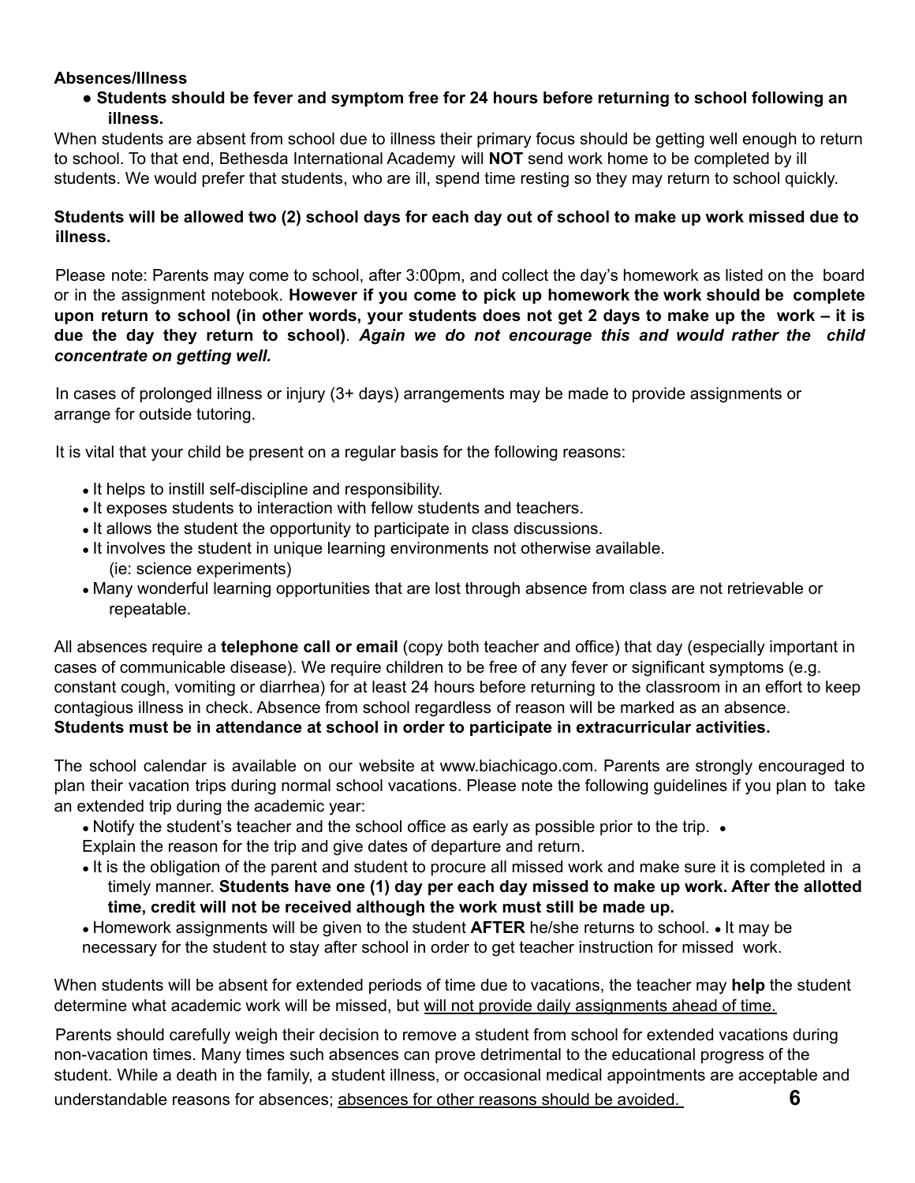**Absences/Illness**

- **Students should be fever and symptom free for 24 hours before returning to school following an illness.**

When students are absent from school due to illness their primary focus should be getting well enough to return to school. To that end, Bethesda International Academy will **NOT** send work home to be completed by ill students. We would prefer that students, who are ill, spend time resting so they may return to school quickly.

**Students will be allowed two (2) school days for each day out of school to make up work missed due to illness.**

Please note: Parents may come to school, after 3:00pm, and collect the day's homework as listed on the board or in the assignment notebook. **However if you come to pick up homework the work should be complete upon return to school (in other words, your students does not get 2 days to make up the work – it is due the day they return to school)**. ***Again we do not encourage this and would rather the child concentrate on getting well.***

In cases of prolonged illness or injury (3+ days) arrangements may be made to provide assignments or arrange for outside tutoring.

It is vital that your child be present on a regular basis for the following reasons:

- It helps to instill self-discipline and responsibility.
- It exposes students to interaction with fellow students and teachers.
- It allows the student the opportunity to participate in class discussions.
- It involves the student in unique learning environments not otherwise available. (ie: science experiments)
- Many wonderful learning opportunities that are lost through absence from class are not retrievable or repeatable.

All absences require a **telephone call or email** (copy both teacher and office) that day (especially important in cases of communicable disease). We require children to be free of any fever or significant symptoms (e.g. constant cough, vomiting or diarrhea) for at least 24 hours before returning to the classroom in an effort to keep contagious illness in check. Absence from school regardless of reason will be marked as an absence. **Students must be in attendance at school in order to participate in extracurricular activities.**

The school calendar is available on our website at www.biachicago.com. Parents are strongly encouraged to plan their vacation trips during normal school vacations. Please note the following guidelines if you plan to take an extended trip during the academic year:

- Notify the student's teacher and the school office as early as possible prior to the trip.
- Explain the reason for the trip and give dates of departure and return.
- It is the obligation of the parent and student to procure all missed work and make sure it is completed in a timely manner. **Students have one (1) day per each day missed to make up work. After the allotted time, credit will not be received although the work must still be made up.**
- Homework assignments will be given to the student **AFTER** he/she returns to school.
- It may be necessary for the student to stay after school in order to get teacher instruction for missed work.

When students will be absent for extended periods of time due to vacations, the teacher may **help** the student determine what academic work will be missed, but <u>will not provide daily assignments ahead of time.</u>

Parents should carefully weigh their decision to remove a student from school for extended vacations during non-vacation times. Many times such absences can prove detrimental to the educational progress of the student. While a death in the family, a student illness, or occasional medical appointments are acceptable and understandable reasons for absences; <u>absences for other reasons should be avoided.</u>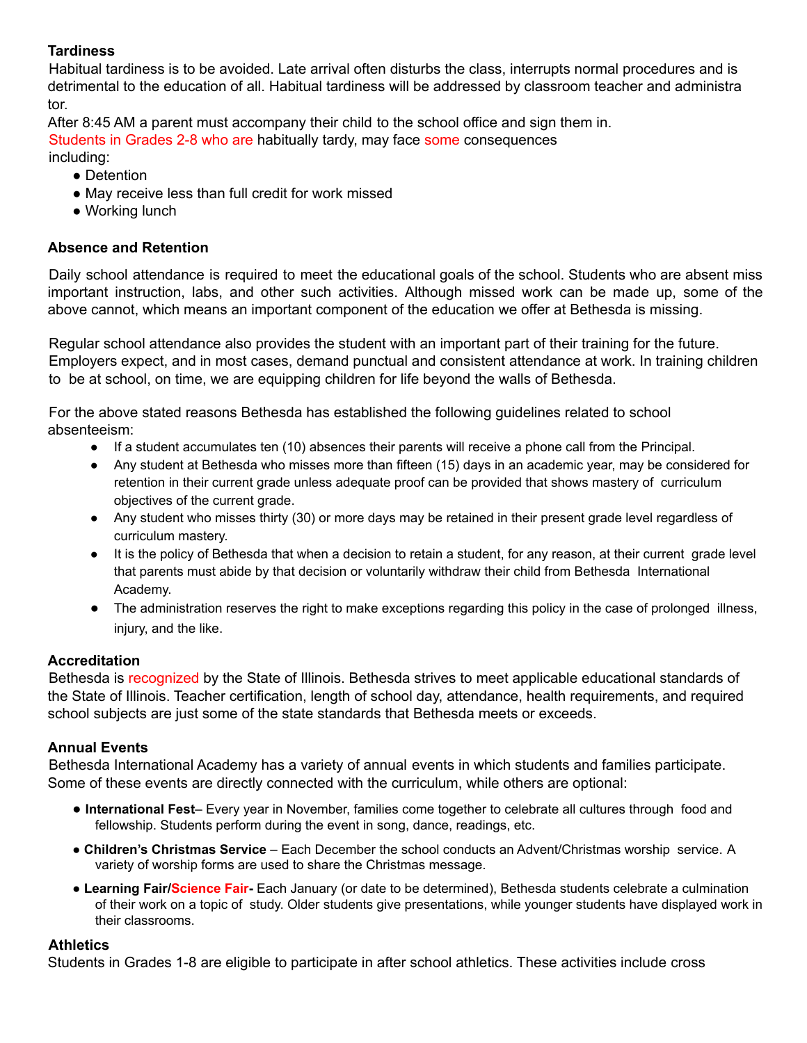**Tardiness**

Habitual tardiness is to be avoided. Late arrival often disturbs the class, interrupts normal procedures and is detrimental to the education of all. Habitual tardiness will be addressed by classroom teacher and administra tor.

After 8:45 AM a parent must accompany their child to the school office and sign them in.

Students in Grades 2-8 who are habitually tardy, may face some consequences including:

- Detention
- May receive less than full credit for work missed
- Working lunch

**Absence and Retention**

Daily school attendance is required to meet the educational goals of the school. Students who are absent miss important instruction, labs, and other such activities. Although missed work can be made up, some of the above cannot, which means an important component of the education we offer at Bethesda is missing.

Regular school attendance also provides the student with an important part of their training for the future. Employers expect, and in most cases, demand punctual and consistent attendance at work. In training children to be at school, on time, we are equipping children for life beyond the walls of Bethesda.

For the above stated reasons Bethesda has established the following guidelines related to school absenteeism:

- If a student accumulates ten (10) absences their parents will receive a phone call from the Principal.
- Any student at Bethesda who misses more than fifteen (15) days in an academic year, may be considered for retention in their current grade unless adequate proof can be provided that shows mastery of curriculum objectives of the current grade.
- Any student who misses thirty (30) or more days may be retained in their present grade level regardless of curriculum mastery.
- It is the policy of Bethesda that when a decision to retain a student, for any reason, at their current grade level that parents must abide by that decision or voluntarily withdraw their child from Bethesda International Academy.
- The administration reserves the right to make exceptions regarding this policy in the case of prolonged illness, injury, and the like.

**Accreditation**

Bethesda is recognized by the State of Illinois. Bethesda strives to meet applicable educational standards of the State of Illinois. Teacher certification, length of school day, attendance, health requirements, and required school subjects are just some of the state standards that Bethesda meets or exceeds.

**Annual Events**

Bethesda International Academy has a variety of annual events in which students and families participate. Some of these events are directly connected with the curriculum, while others are optional:

- **International Fest**– Every year in November, families come together to celebrate all cultures through food and fellowship. Students perform during the event in song, dance, readings, etc.
- **Children's Christmas Service** – Each December the school conducts an Advent/Christmas worship service. A variety of worship forms are used to share the Christmas message.
- **Learning Fair/Science Fair-** Each January (or date to be determined), Bethesda students celebrate a culmination of their work on a topic of study. Older students give presentations, while younger students have displayed work in their classrooms.

**Athletics**

Students in Grades 1-8 are eligible to participate in after school athletics. These activities include cross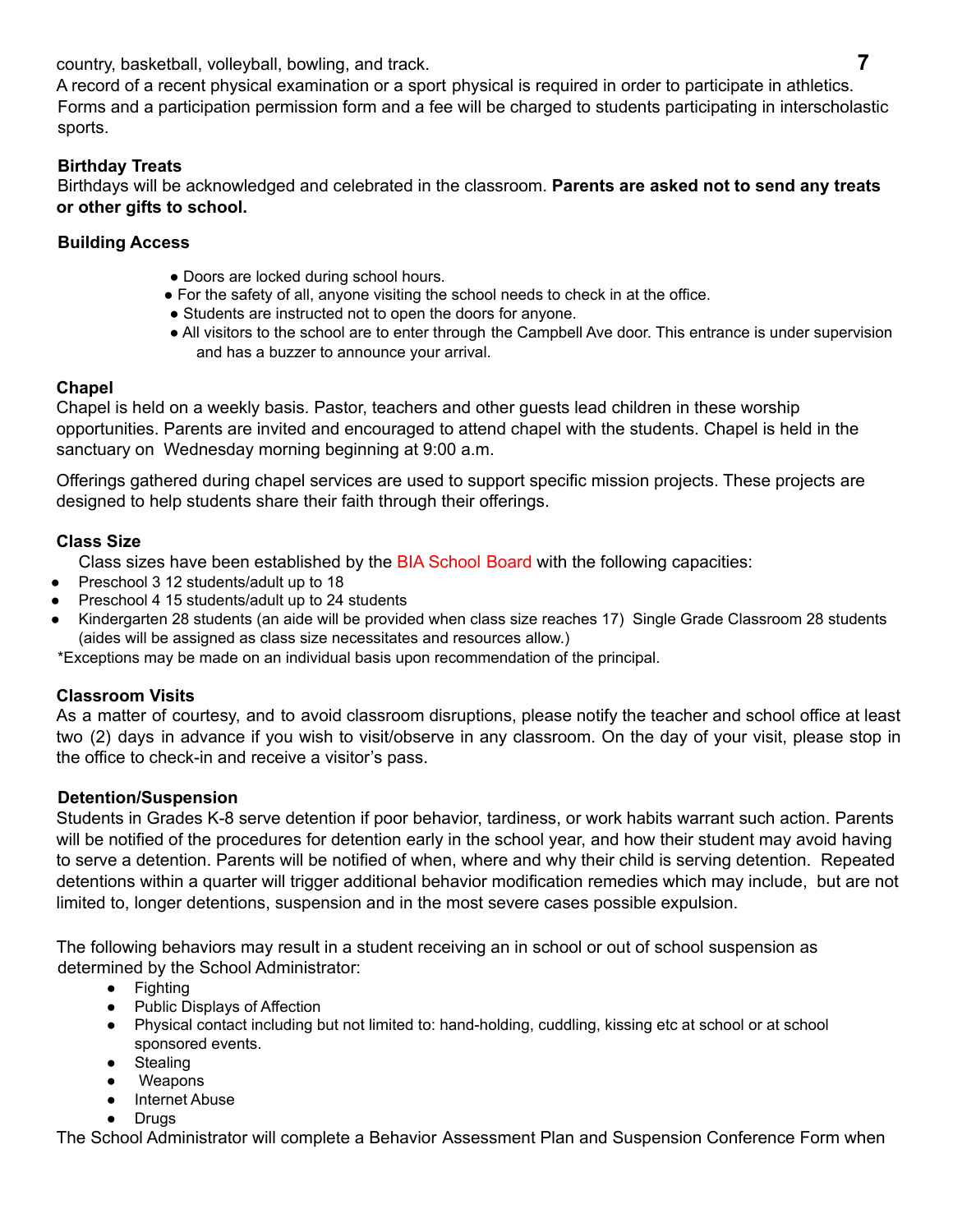country, basketball, volleyball, bowling, and track.
A record of a recent physical examination or a sport physical is required in order to participate in athletics. Forms and a participation permission form and a fee will be charged to students participating in interscholastic sports.

### Birthday Treats

Birthdays will be acknowledged and celebrated in the classroom. **Parents are asked not to send any treats or other gifts to school.**

### Building Access

- Doors are locked during school hours.
- For the safety of all, anyone visiting the school needs to check in at the office.
- Students are instructed not to open the doors for anyone.
- All visitors to the school are to enter through the Campbell Ave door. This entrance is under supervision and has a buzzer to announce your arrival.

### Chapel

Chapel is held on a weekly basis. Pastor, teachers and other guests lead children in these worship opportunities. Parents are invited and encouraged to attend chapel with the students. Chapel is held in the sanctuary on Wednesday morning beginning at 9:00 a.m.

Offerings gathered during chapel services are used to support specific mission projects. These projects are designed to help students share their faith through their offerings.

### Class Size

Class sizes have been established by the BIA School Board with the following capacities:

- Preschool 3 12 students/adult up to 18
- Preschool 4 15 students/adult up to 24 students
- Kindergarten 28 students (an aide will be provided when class size reaches 17) Single Grade Classroom 28 students (aides will be assigned as class size necessitates and resources allow.)

*Exceptions may be made on an individual basis upon recommendation of the principal.

### Classroom Visits

As a matter of courtesy, and to avoid classroom disruptions, please notify the teacher and school office at least two (2) days in advance if you wish to visit/observe in any classroom. On the day of your visit, please stop in the office to check-in and receive a visitor's pass.

### Detention/Suspension

Students in Grades K-8 serve detention if poor behavior, tardiness, or work habits warrant such action. Parents will be notified of the procedures for detention early in the school year, and how their student may avoid having to serve a detention. Parents will be notified of when, where and why their child is serving detention. Repeated detentions within a quarter will trigger additional behavior modification remedies which may include, but are not limited to, longer detentions, suspension and in the most severe cases possible expulsion.

The following behaviors may result in a student receiving an in school or out of school suspension as determined by the School Administrator:

- Fighting
- Public Displays of Affection
- Physical contact including but not limited to: hand-holding, cuddling, kissing etc at school or at school sponsored events.
- Stealing
- Weapons
- Internet Abuse
- Drugs

The School Administrator will complete a Behavior Assessment Plan and Suspension Conference Form when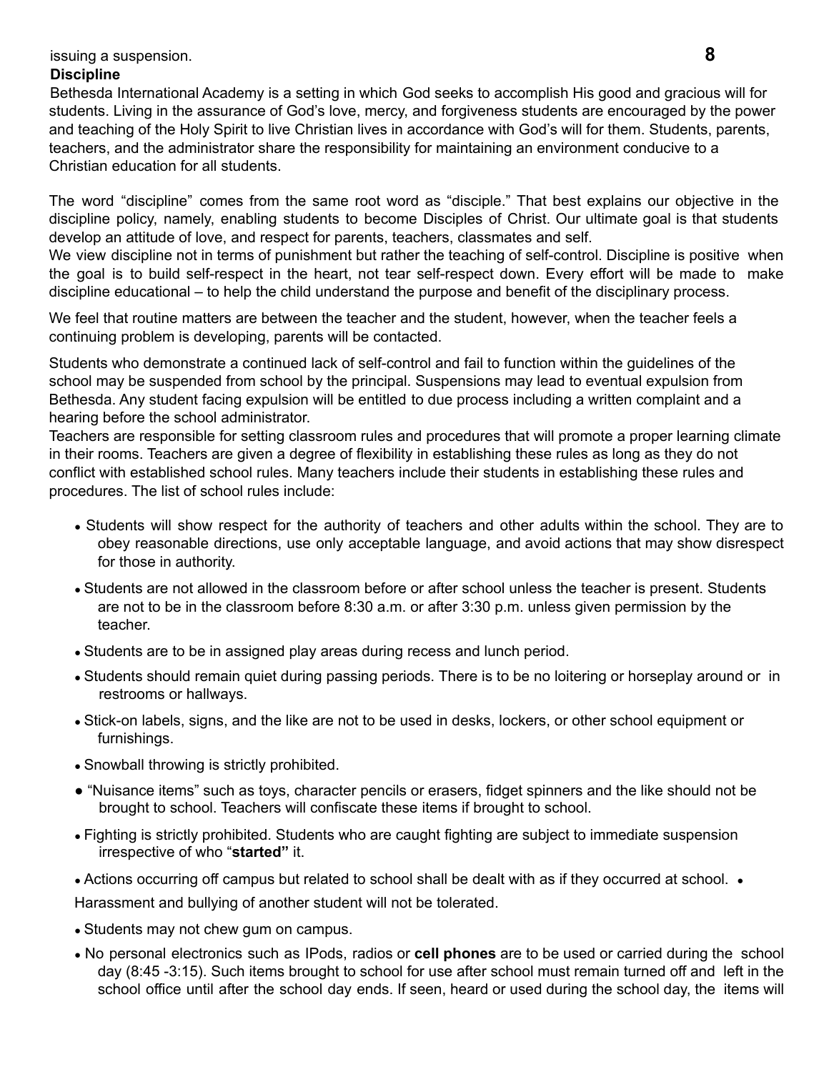issuing a suspension.

**Discipline**

Bethesda International Academy is a setting in which God seeks to accomplish His good and gracious will for students. Living in the assurance of God's love, mercy, and forgiveness students are encouraged by the power and teaching of the Holy Spirit to live Christian lives in accordance with God's will for them. Students, parents, teachers, and the administrator share the responsibility for maintaining an environment conducive to a Christian education for all students.

The word "discipline" comes from the same root word as "disciple." That best explains our objective in the discipline policy, namely, enabling students to become Disciples of Christ. Our ultimate goal is that students develop an attitude of love, and respect for parents, teachers, classmates and self.

We view discipline not in terms of punishment but rather the teaching of self-control. Discipline is positive when the goal is to build self-respect in the heart, not tear self-respect down. Every effort will be made to make discipline educational – to help the child understand the purpose and benefit of the disciplinary process.

We feel that routine matters are between the teacher and the student, however, when the teacher feels a continuing problem is developing, parents will be contacted.

Students who demonstrate a continued lack of self-control and fail to function within the guidelines of the school may be suspended from school by the principal. Suspensions may lead to eventual expulsion from Bethesda. Any student facing expulsion will be entitled to due process including a written complaint and a hearing before the school administrator.

Teachers are responsible for setting classroom rules and procedures that will promote a proper learning climate in their rooms. Teachers are given a degree of flexibility in establishing these rules as long as they do not conflict with established school rules. Many teachers include their students in establishing these rules and procedures. The list of school rules include:

- Students will show respect for the authority of teachers and other adults within the school. They are to obey reasonable directions, use only acceptable language, and avoid actions that may show disrespect for those in authority.
- Students are not allowed in the classroom before or after school unless the teacher is present. Students are not to be in the classroom before 8:30 a.m. or after 3:30 p.m. unless given permission by the teacher.
- Students are to be in assigned play areas during recess and lunch period.
- Students should remain quiet during passing periods. There is to be no loitering or horseplay around or in restrooms or hallways.
- Stick-on labels, signs, and the like are not to be used in desks, lockers, or other school equipment or furnishings.
- Snowball throwing is strictly prohibited.
- "Nuisance items" such as toys, character pencils or erasers, fidget spinners and the like should not be brought to school. Teachers will confiscate these items if brought to school.
- Fighting is strictly prohibited. Students who are caught fighting are subject to immediate suspension irrespective of who "**started"** it.
- Actions occurring off campus but related to school shall be dealt with as if they occurred at school.
- Harassment and bullying of another student will not be tolerated.
- Students may not chew gum on campus.
- No personal electronics such as IPods, radios or **cell phones** are to be used or carried during the school day (8:45 -3:15). Such items brought to school for use after school must remain turned off and left in the school office until after the school day ends. If seen, heard or used during the school day, the items will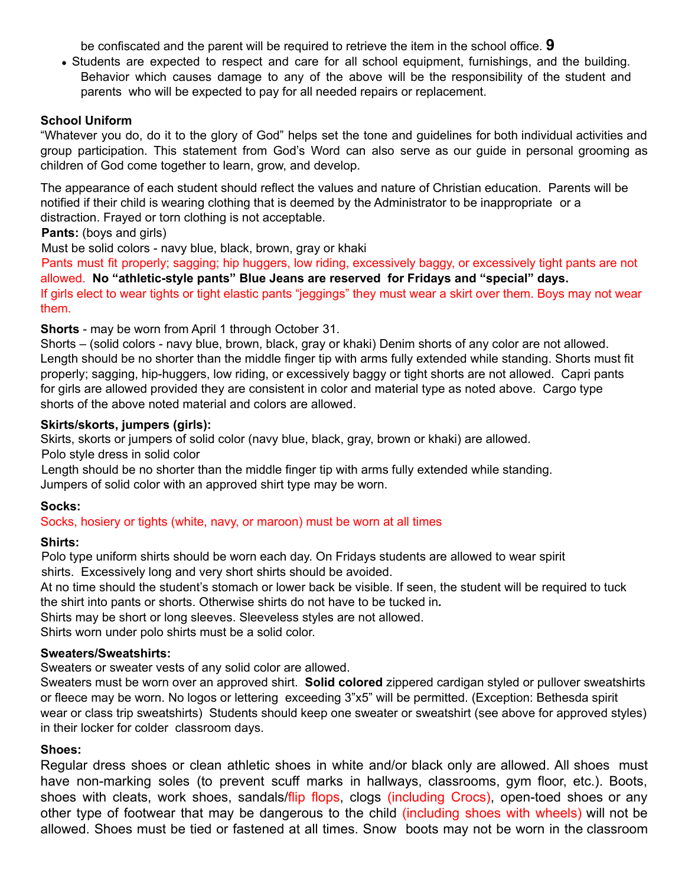be confiscated and the parent will be required to retrieve the item in the school office. **9**

- Students are expected to respect and care for all school equipment, furnishings, and the building. Behavior which causes damage to any of the above will be the responsibility of the student and parents who will be expected to pay for all needed repairs or replacement.

**School Uniform**

"Whatever you do, do it to the glory of God" helps set the tone and guidelines for both individual activities and group participation. This statement from God's Word can also serve as our guide in personal grooming as children of God come together to learn, grow, and develop.

The appearance of each student should reflect the values and nature of Christian education. Parents will be notified if their child is wearing clothing that is deemed by the Administrator to be inappropriate or a distraction. Frayed or torn clothing is not acceptable.

**Pants:** (boys and girls)

Must be solid colors - navy blue, black, brown, gray or khaki

Pants must fit properly; sagging; hip huggers, low riding, excessively baggy, or excessively tight pants are not allowed. **No "athletic-style pants" Blue Jeans are reserved for Fridays and "special" days.**

If girls elect to wear tights or tight elastic pants "jeggings" they must wear a skirt over them. Boys may not wear them.

**Shorts** - may be worn from April 1 through October 31.

Shorts – (solid colors - navy blue, brown, black, gray or khaki) Denim shorts of any color are not allowed. Length should be no shorter than the middle finger tip with arms fully extended while standing. Shorts must fit properly; sagging, hip-huggers, low riding, or excessively baggy or tight shorts are not allowed. Capri pants for girls are allowed provided they are consistent in color and material type as noted above. Cargo type shorts of the above noted material and colors are allowed.

**Skirts/skorts, jumpers (girls):**

Skirts, skorts or jumpers of solid color (navy blue, black, gray, brown or khaki) are allowed.

Polo style dress in solid color

Length should be no shorter than the middle finger tip with arms fully extended while standing.

Jumpers of solid color with an approved shirt type may be worn.

**Socks:**

Socks, hosiery or tights (white, navy, or maroon) must be worn at all times

**Shirts:**

Polo type uniform shirts should be worn each day. On Fridays students are allowed to wear spirit shirts. Excessively long and very short shirts should be avoided.

At no time should the student's stomach or lower back be visible. If seen, the student will be required to tuck the shirt into pants or shorts. Otherwise shirts do not have to be tucked in*.*

Shirts may be short or long sleeves. Sleeveless styles are not allowed.

Shirts worn under polo shirts must be a solid color.

**Sweaters/Sweatshirts:**

Sweaters or sweater vests of any solid color are allowed.

Sweaters must be worn over an approved shirt. **Solid colored** zippered cardigan styled or pullover sweatshirts or fleece may be worn. No logos or lettering exceeding 3"x5" will be permitted. (Exception: Bethesda spirit wear or class trip sweatshirts) Students should keep one sweater or sweatshirt (see above for approved styles) in their locker for colder classroom days.

**Shoes:**

Regular dress shoes or clean athletic shoes in white and/or black only are allowed. All shoes must have non-marking soles (to prevent scuff marks in hallways, classrooms, gym floor, etc.). Boots, shoes with cleats, work shoes, sandals/flip flops, clogs (including Crocs), open-toed shoes or any other type of footwear that may be dangerous to the child (including shoes with wheels) will not be allowed. Shoes must be tied or fastened at all times. Snow boots may not be worn in the classroom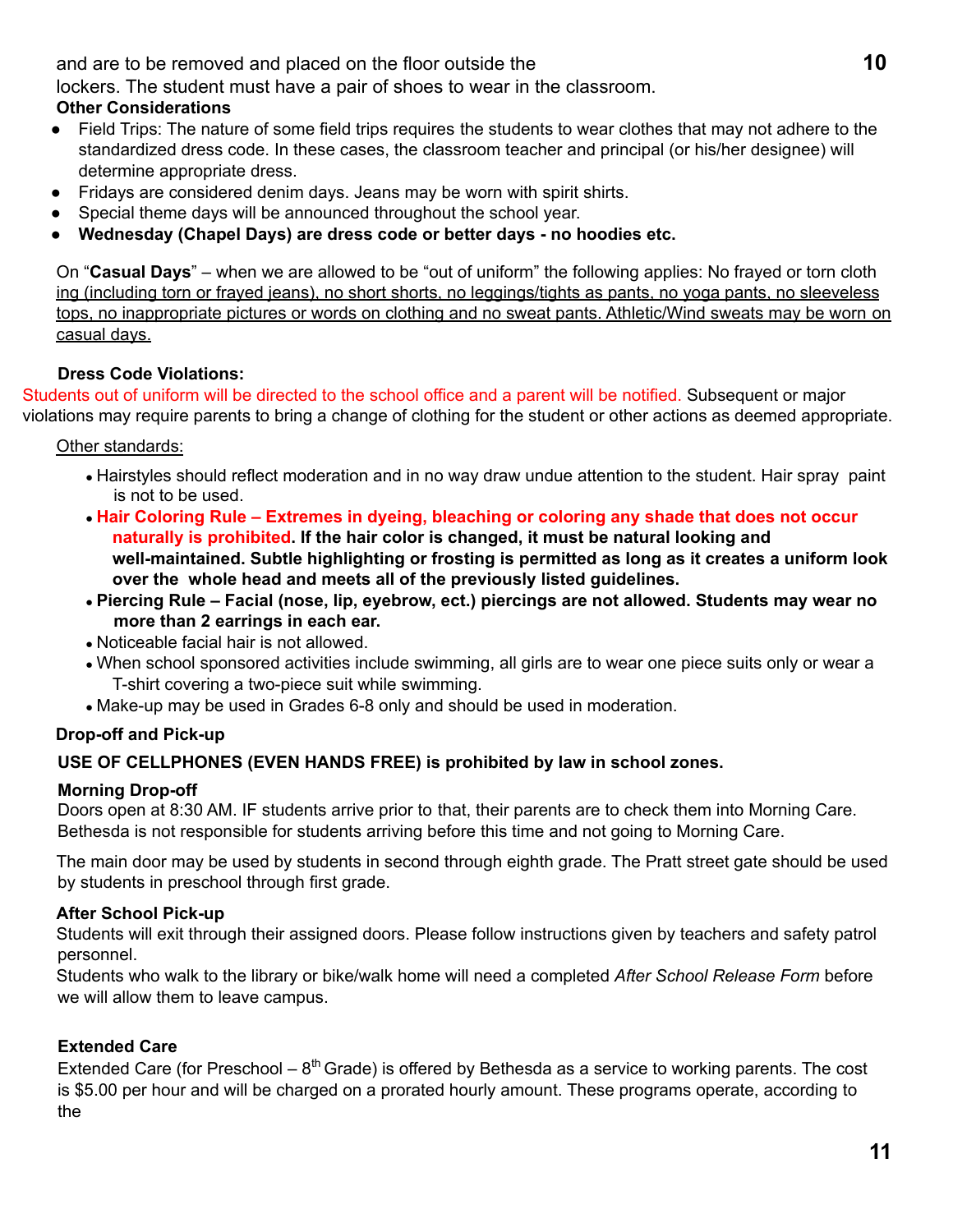and are to be removed and placed on the floor outside the lockers. The student must have a pair of shoes to wear in the classroom.

**Other Considerations**

- Field Trips: The nature of some field trips requires the students to wear clothes that may not adhere to the standardized dress code. In these cases, the classroom teacher and principal (or his/her designee) will determine appropriate dress.
- Fridays are considered denim days. Jeans may be worn with spirit shirts.
- Special theme days will be announced throughout the school year.
- **Wednesday (Chapel Days) are dress code or better days - no hoodies etc.**

On "**Casual Days**" – when we are allowed to be "out of uniform" the following applies: No frayed or torn cloth ing (including torn or frayed jeans), no short shorts, no leggings/tights as pants, no yoga pants, no sleeveless tops, no inappropriate pictures or words on clothing and no sweat pants. Athletic/Wind sweats may be worn on casual days.

**Dress Code Violations:**

Students out of uniform will be directed to the school office and a parent will be notified. Subsequent or major violations may require parents to bring a change of clothing for the student or other actions as deemed appropriate.

Other standards:

- Hairstyles should reflect moderation and in no way draw undue attention to the student. Hair spray paint is not to be used.
- **Hair Coloring Rule – Extremes in dyeing, bleaching or coloring any shade that does not occur naturally is prohibited. If the hair color is changed, it must be natural looking and well-maintained. Subtle highlighting or frosting is permitted as long as it creates a uniform look over the whole head and meets all of the previously listed guidelines.**
- **Piercing Rule – Facial (nose, lip, eyebrow, ect.) piercings are not allowed. Students may wear no more than 2 earrings in each ear.**
- Noticeable facial hair is not allowed.
- When school sponsored activities include swimming, all girls are to wear one piece suits only or wear a T-shirt covering a two-piece suit while swimming.
- Make-up may be used in Grades 6-8 only and should be used in moderation.

**Drop-off and Pick-up**

**USE OF CELLPHONES (EVEN HANDS FREE) is prohibited by law in school zones.**

**Morning Drop-off**

Doors open at 8:30 AM. IF students arrive prior to that, their parents are to check them into Morning Care. Bethesda is not responsible for students arriving before this time and not going to Morning Care.

The main door may be used by students in second through eighth grade. The Pratt street gate should be used by students in preschool through first grade.

**After School Pick-up**

Students will exit through their assigned doors. Please follow instructions given by teachers and safety patrol personnel.

Students who walk to the library or bike/walk home will need a completed *After School Release Form* before we will allow them to leave campus.

**Extended Care**

Extended Care (for Preschool – 8th Grade) is offered by Bethesda as a service to working parents. The cost is $5.00 per hour and will be charged on a prorated hourly amount. These programs operate, according to the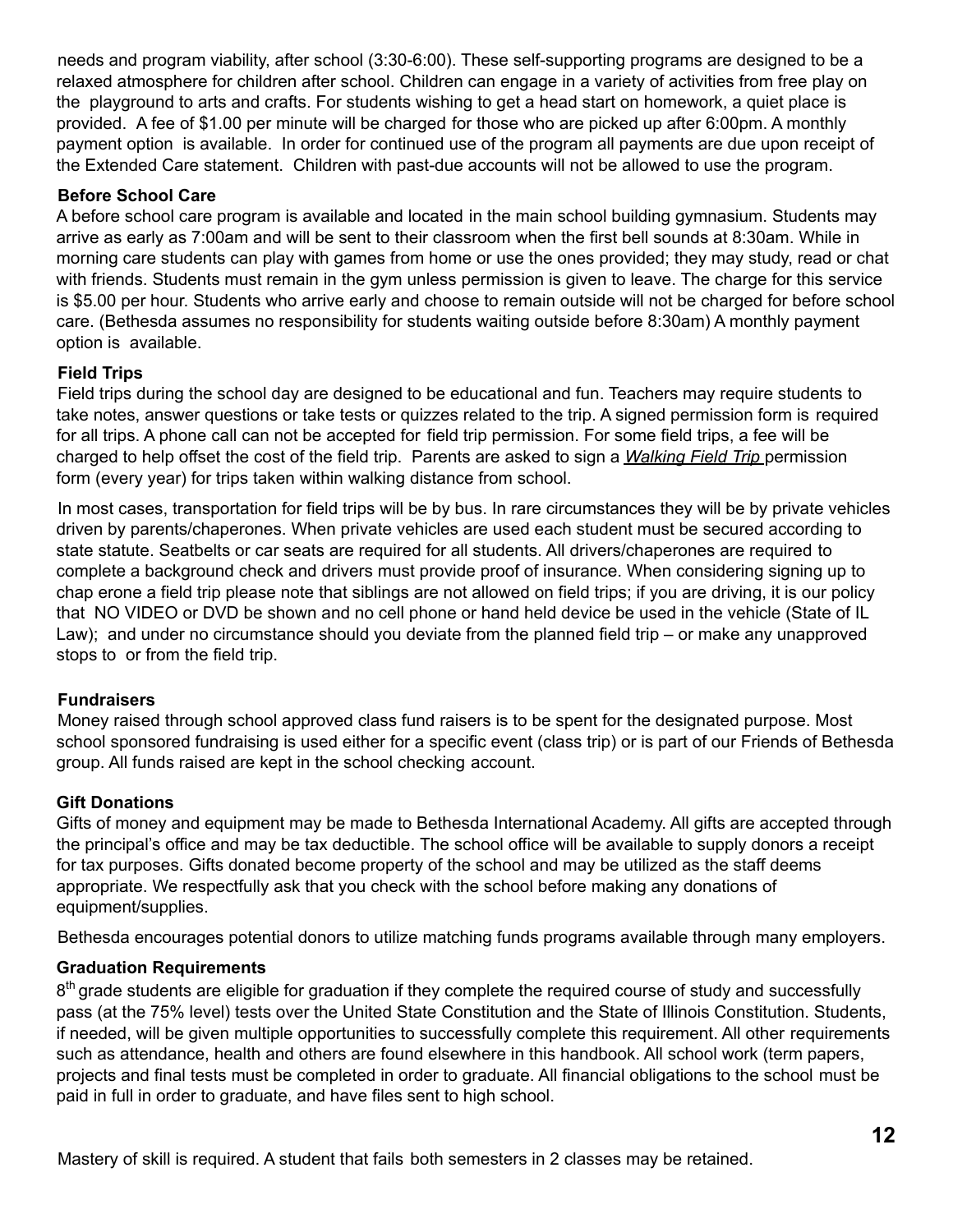needs and program viability, after school (3:30-6:00). These self-supporting programs are designed to be a relaxed atmosphere for children after school. Children can engage in a variety of activities from free play on the playground to arts and crafts. For students wishing to get a head start on homework, a quiet place is provided. A fee of $1.00 per minute will be charged for those who are picked up after 6:00pm. A monthly payment option is available. In order for continued use of the program all payments are due upon receipt of the Extended Care statement. Children with past-due accounts will not be allowed to use the program.

**Before School Care**

A before school care program is available and located in the main school building gymnasium. Students may arrive as early as 7:00am and will be sent to their classroom when the first bell sounds at 8:30am. While in morning care students can play with games from home or use the ones provided; they may study, read or chat with friends. Students must remain in the gym unless permission is given to leave. The charge for this service is $5.00 per hour. Students who arrive early and choose to remain outside will not be charged for before school care. (Bethesda assumes no responsibility for students waiting outside before 8:30am) A monthly payment option is available.

**Field Trips**

Field trips during the school day are designed to be educational and fun. Teachers may require students to take notes, answer questions or take tests or quizzes related to the trip. A signed permission form is required for all trips. A phone call can not be accepted for field trip permission. For some field trips, a fee will be charged to help offset the cost of the field trip. Parents are asked to sign a *Walking Field Trip* permission form (every year) for trips taken within walking distance from school.

In most cases, transportation for field trips will be by bus. In rare circumstances they will be by private vehicles driven by parents/chaperones. When private vehicles are used each student must be secured according to state statute. Seatbelts or car seats are required for all students. All drivers/chaperones are required to complete a background check and drivers must provide proof of insurance. When considering signing up to chap erone a field trip please note that siblings are not allowed on field trips; if you are driving, it is our policy that NO VIDEO or DVD be shown and no cell phone or hand held device be used in the vehicle (State of IL Law); and under no circumstance should you deviate from the planned field trip – or make any unapproved stops to or from the field trip.

**Fundraisers**

Money raised through school approved class fund raisers is to be spent for the designated purpose. Most school sponsored fundraising is used either for a specific event (class trip) or is part of our Friends of Bethesda group. All funds raised are kept in the school checking account.

**Gift Donations**

Gifts of money and equipment may be made to Bethesda International Academy. All gifts are accepted through the principal's office and may be tax deductible. The school office will be available to supply donors a receipt for tax purposes. Gifts donated become property of the school and may be utilized as the staff deems appropriate. We respectfully ask that you check with the school before making any donations of equipment/supplies.

Bethesda encourages potential donors to utilize matching funds programs available through many employers.

**Graduation Requirements**

8th grade students are eligible for graduation if they complete the required course of study and successfully pass (at the 75% level) tests over the United State Constitution and the State of Illinois Constitution. Students, if needed, will be given multiple opportunities to successfully complete this requirement. All other requirements such as attendance, health and others are found elsewhere in this handbook. All school work (term papers, projects and final tests must be completed in order to graduate. All financial obligations to the school must be paid in full in order to graduate, and have files sent to high school.

Mastery of skill is required. A student that fails both semesters in 2 classes may be retained.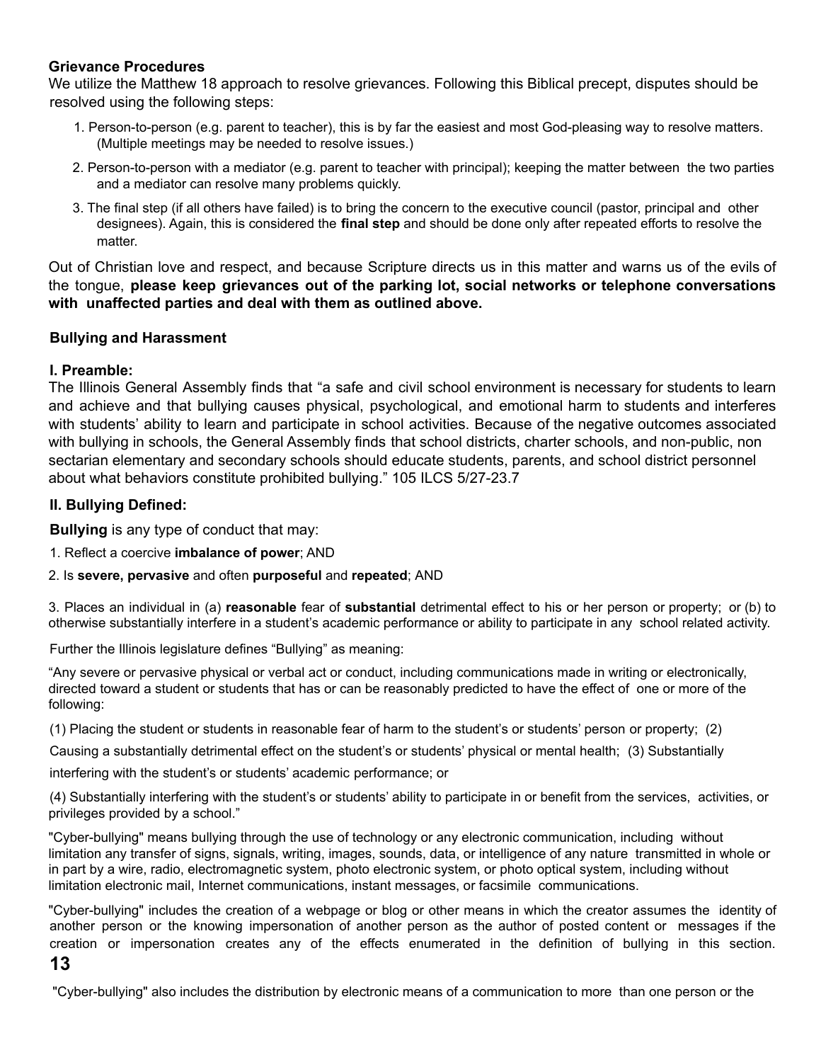**Grievance Procedures**

We utilize the Matthew 18 approach to resolve grievances. Following this Biblical precept, disputes should be resolved using the following steps:

1. Person-to-person (e.g. parent to teacher), this is by far the easiest and most God-pleasing way to resolve matters. (Multiple meetings may be needed to resolve issues.)
2. Person-to-person with a mediator (e.g. parent to teacher with principal); keeping the matter between the two parties and a mediator can resolve many problems quickly.
3. The final step (if all others have failed) is to bring the concern to the executive council (pastor, principal and other designees). Again, this is considered the **final step** and should be done only after repeated efforts to resolve the matter.

Out of Christian love and respect, and because Scripture directs us in this matter and warns us of the evils of the tongue, **please keep grievances out of the parking lot, social networks or telephone conversations with unaffected parties and deal with them as outlined above.**

**Bullying and Harassment**

**I. Preamble:**

The Illinois General Assembly finds that "a safe and civil school environment is necessary for students to learn and achieve and that bullying causes physical, psychological, and emotional harm to students and interferes with students' ability to learn and participate in school activities. Because of the negative outcomes associated with bullying in schools, the General Assembly finds that school districts, charter schools, and non-public, non sectarian elementary and secondary schools should educate students, parents, and school district personnel about what behaviors constitute prohibited bullying." 105 ILCS 5/27-23.7

**II. Bullying Defined:**

**Bullying** is any type of conduct that may:

1. Reflect a coercive **imbalance of power**; AND
2. Is **severe, pervasive** and often **purposeful** and **repeated**; AND
3. Places an individual in (a) **reasonable** fear of **substantial** detrimental effect to his or her person or property; or (b) to otherwise substantially interfere in a student's academic performance or ability to participate in any school related activity.

Further the Illinois legislature defines "Bullying" as meaning:

"Any severe or pervasive physical or verbal act or conduct, including communications made in writing or electronically, directed toward a student or students that has or can be reasonably predicted to have the effect of one or more of the following:

(1) Placing the student or students in reasonable fear of harm to the student's or students' person or property; (2) Causing a substantially detrimental effect on the student's or students' physical or mental health; (3) Substantially interfering with the student's or students' academic performance; or

(4) Substantially interfering with the student's or students' ability to participate in or benefit from the services, activities, or privileges provided by a school."

"Cyber-bullying" means bullying through the use of technology or any electronic communication, including without limitation any transfer of signs, signals, writing, images, sounds, data, or intelligence of any nature transmitted in whole or in part by a wire, radio, electromagnetic system, photo electronic system, or photo optical system, including without limitation electronic mail, Internet communications, instant messages, or facsimile communications.

"Cyber-bullying" includes the creation of a webpage or blog or other means in which the creator assumes the identity of another person or the knowing impersonation of another person as the author of posted content or messages if the creation or impersonation creates any of the effects enumerated in the definition of bullying in this section.

"Cyber-bullying" also includes the distribution by electronic means of a communication to more than one person or the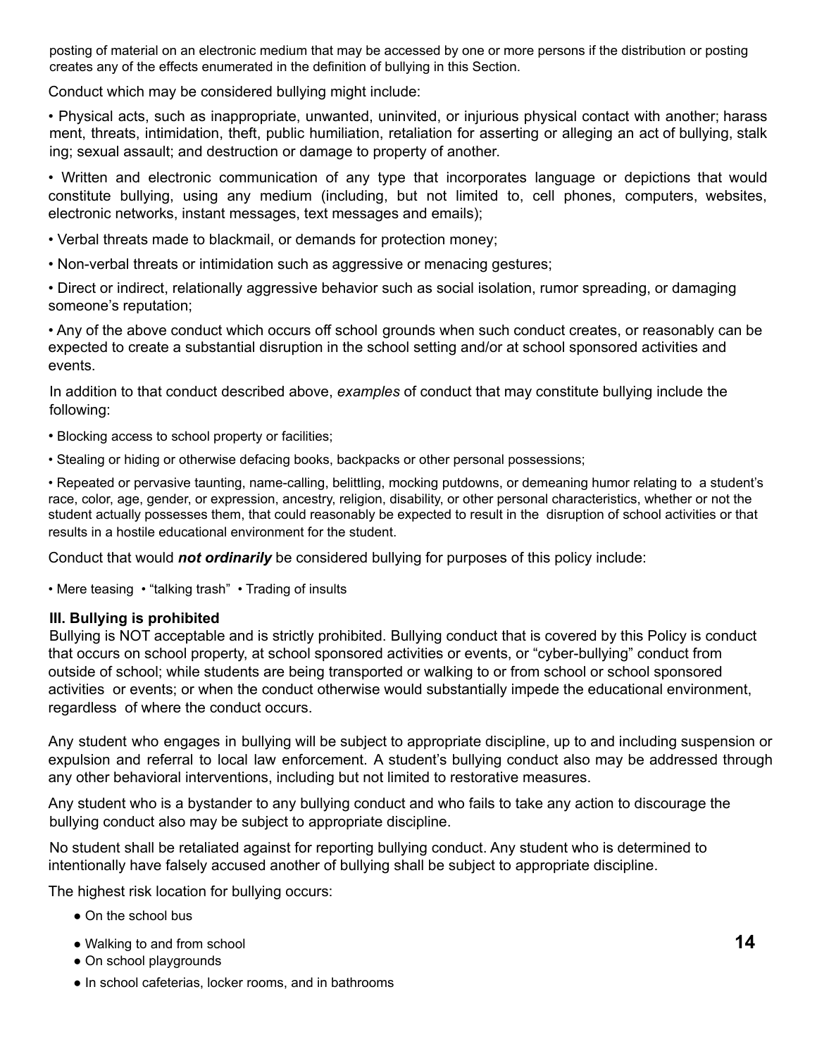posting of material on an electronic medium that may be accessed by one or more persons if the distribution or posting creates any of the effects enumerated in the definition of bullying in this Section.

Conduct which may be considered bullying might include:

- Physical acts, such as inappropriate, unwanted, uninvited, or injurious physical contact with another; harass ment, threats, intimidation, theft, public humiliation, retaliation for asserting or alleging an act of bullying, stalk ing; sexual assault; and destruction or damage to property of another.
- Written and electronic communication of any type that incorporates language or depictions that would constitute bullying, using any medium (including, but not limited to, cell phones, computers, websites, electronic networks, instant messages, text messages and emails);
- Verbal threats made to blackmail, or demands for protection money;
- Non-verbal threats or intimidation such as aggressive or menacing gestures;
- Direct or indirect, relationally aggressive behavior such as social isolation, rumor spreading, or damaging someone's reputation;
- Any of the above conduct which occurs off school grounds when such conduct creates, or reasonably can be expected to create a substantial disruption in the school setting and/or at school sponsored activities and events.

In addition to that conduct described above, *examples* of conduct that may constitute bullying include the following:

- Blocking access to school property or facilities;
- Stealing or hiding or otherwise defacing books, backpacks or other personal possessions;
- Repeated or pervasive taunting, name-calling, belittling, mocking putdowns, or demeaning humor relating to a student's race, color, age, gender, or expression, ancestry, religion, disability, or other personal characteristics, whether or not the student actually possesses them, that could reasonably be expected to result in the disruption of school activities or that results in a hostile educational environment for the student.

Conduct that would ***not ordinarily*** be considered bullying for purposes of this policy include:

- Mere teasing • "talking trash" • Trading of insults

**III. Bullying is prohibited**

Bullying is NOT acceptable and is strictly prohibited. Bullying conduct that is covered by this Policy is conduct that occurs on school property, at school sponsored activities or events, or "cyber-bullying" conduct from outside of school; while students are being transported or walking to or from school or school sponsored activities or events; or when the conduct otherwise would substantially impede the educational environment, regardless of where the conduct occurs.

Any student who engages in bullying will be subject to appropriate discipline, up to and including suspension or expulsion and referral to local law enforcement. A student's bullying conduct also may be addressed through any other behavioral interventions, including but not limited to restorative measures.

Any student who is a bystander to any bullying conduct and who fails to take any action to discourage the bullying conduct also may be subject to appropriate discipline.

No student shall be retaliated against for reporting bullying conduct. Any student who is determined to intentionally have falsely accused another of bullying shall be subject to appropriate discipline.

The highest risk location for bullying occurs:

- On the school bus
- Walking to and from school
- On school playgrounds
- In school cafeterias, locker rooms, and in bathrooms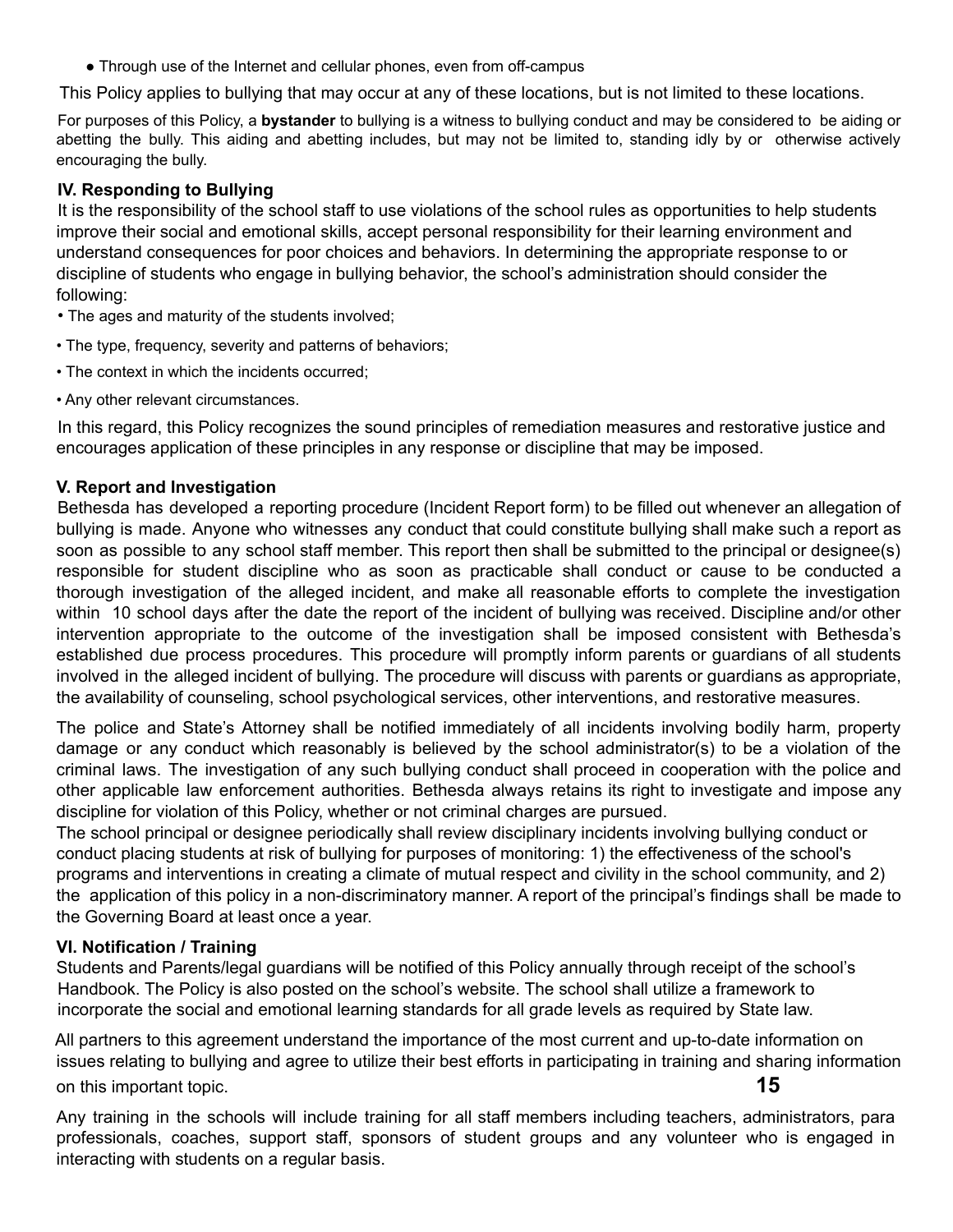- Through use of the Internet and cellular phones, even from off-campus

This Policy applies to bullying that may occur at any of these locations, but is not limited to these locations.

For purposes of this Policy, a **bystander** to bullying is a witness to bullying conduct and may be considered to be aiding or abetting the bully. This aiding and abetting includes, but may not be limited to, standing idly by or otherwise actively encouraging the bully.

### IV. Responding to Bullying

It is the responsibility of the school staff to use violations of the school rules as opportunities to help students improve their social and emotional skills, accept personal responsibility for their learning environment and understand consequences for poor choices and behaviors. In determining the appropriate response to or discipline of students who engage in bullying behavior, the school's administration should consider the following:

- The ages and maturity of the students involved;
- The type, frequency, severity and patterns of behaviors;
- The context in which the incidents occurred;
- Any other relevant circumstances.

In this regard, this Policy recognizes the sound principles of remediation measures and restorative justice and encourages application of these principles in any response or discipline that may be imposed.

### V. Report and Investigation

Bethesda has developed a reporting procedure (Incident Report form) to be filled out whenever an allegation of bullying is made. Anyone who witnesses any conduct that could constitute bullying shall make such a report as soon as possible to any school staff member. This report then shall be submitted to the principal or designee(s) responsible for student discipline who as soon as practicable shall conduct or cause to be conducted a thorough investigation of the alleged incident, and make all reasonable efforts to complete the investigation within 10 school days after the date the report of the incident of bullying was received. Discipline and/or other intervention appropriate to the outcome of the investigation shall be imposed consistent with Bethesda's established due process procedures. This procedure will promptly inform parents or guardians of all students involved in the alleged incident of bullying. The procedure will discuss with parents or guardians as appropriate, the availability of counseling, school psychological services, other interventions, and restorative measures.

The police and State's Attorney shall be notified immediately of all incidents involving bodily harm, property damage or any conduct which reasonably is believed by the school administrator(s) to be a violation of the criminal laws. The investigation of any such bullying conduct shall proceed in cooperation with the police and other applicable law enforcement authorities. Bethesda always retains its right to investigate and impose any discipline for violation of this Policy, whether or not criminal charges are pursued.

The school principal or designee periodically shall review disciplinary incidents involving bullying conduct or conduct placing students at risk of bullying for purposes of monitoring: 1) the effectiveness of the school's programs and interventions in creating a climate of mutual respect and civility in the school community, and 2) the application of this policy in a non-discriminatory manner. A report of the principal's findings shall be made to the Governing Board at least once a year.

### VI. Notification / Training

Students and Parents/legal guardians will be notified of this Policy annually through receipt of the school's Handbook. The Policy is also posted on the school's website. The school shall utilize a framework to incorporate the social and emotional learning standards for all grade levels as required by State law.

All partners to this agreement understand the importance of the most current and up-to-date information on issues relating to bullying and agree to utilize their best efforts in participating in training and sharing information on this important topic.

Any training in the schools will include training for all staff members including teachers, administrators, para professionals, coaches, support staff, sponsors of student groups and any volunteer who is engaged in interacting with students on a regular basis.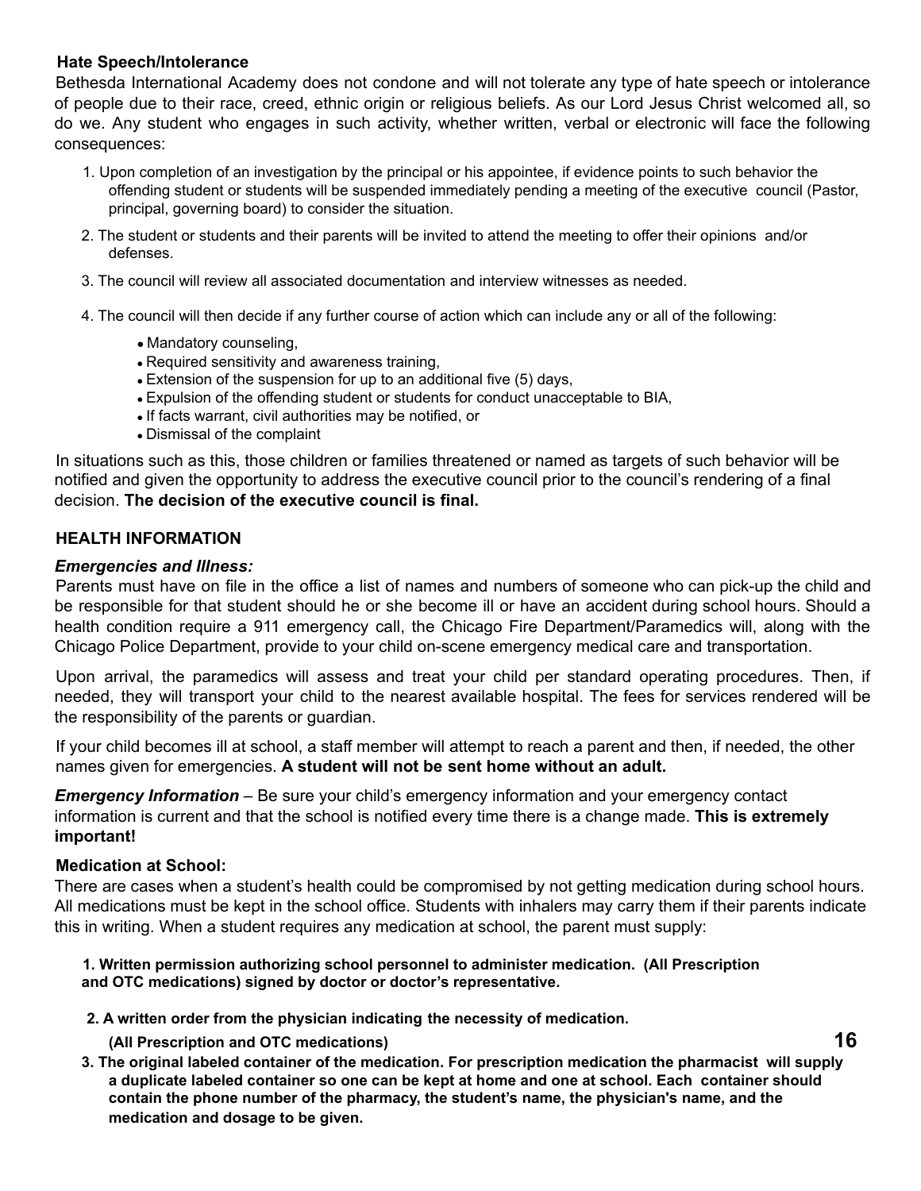### Hate Speech/Intolerance

Bethesda International Academy does not condone and will not tolerate any type of hate speech or intolerance of people due to their race, creed, ethnic origin or religious beliefs. As our Lord Jesus Christ welcomed all, so do we. Any student who engages in such activity, whether written, verbal or electronic will face the following consequences:

1. Upon completion of an investigation by the principal or his appointee, if evidence points to such behavior the offending student or students will be suspended immediately pending a meeting of the executive council (Pastor, principal, governing board) to consider the situation.
2. The student or students and their parents will be invited to attend the meeting to offer their opinions and/or defenses.
3. The council will review all associated documentation and interview witnesses as needed.
4. The council will then decide if any further course of action which can include any or all of the following:
   - Mandatory counseling,
   - Required sensitivity and awareness training,
   - Extension of the suspension for up to an additional five (5) days,
   - Expulsion of the offending student or students for conduct unacceptable to BIA,
   - If facts warrant, civil authorities may be notified, or
   - Dismissal of the complaint

In situations such as this, those children or families threatened or named as targets of such behavior will be notified and given the opportunity to address the executive council prior to the council's rendering of a final decision. **The decision of the executive council is final.**

## HEALTH INFORMATION

### *Emergencies and Illness:*

Parents must have on file in the office a list of names and numbers of someone who can pick-up the child and be responsible for that student should he or she become ill or have an accident during school hours. Should a health condition require a 911 emergency call, the Chicago Fire Department/Paramedics will, along with the Chicago Police Department, provide to your child on-scene emergency medical care and transportation.

Upon arrival, the paramedics will assess and treat your child per standard operating procedures. Then, if needed, they will transport your child to the nearest available hospital. The fees for services rendered will be the responsibility of the parents or guardian.

If your child becomes ill at school, a staff member will attempt to reach a parent and then, if needed, the other names given for emergencies. **A student will not be sent home without an adult.**

***Emergency Information*** – Be sure your child's emergency information and your emergency contact information is current and that the school is notified every time there is a change made. **This is extremely important!**

### Medication at School:

There are cases when a student's health could be compromised by not getting medication during school hours. All medications must be kept in the school office. Students with inhalers may carry them if their parents indicate this in writing. When a student requires any medication at school, the parent must supply:

1. **Written permission authorizing school personnel to administer medication. (All Prescription and OTC medications) signed by doctor or doctor's representative.**
2. **A written order from the physician indicating the necessity of medication. (All Prescription and OTC medications)**
3. **The original labeled container of the medication. For prescription medication the pharmacist will supply a duplicate labeled container so one can be kept at home and one at school. Each container should contain the phone number of the pharmacy, the student's name, the physician's name, and the medication and dosage to be given.**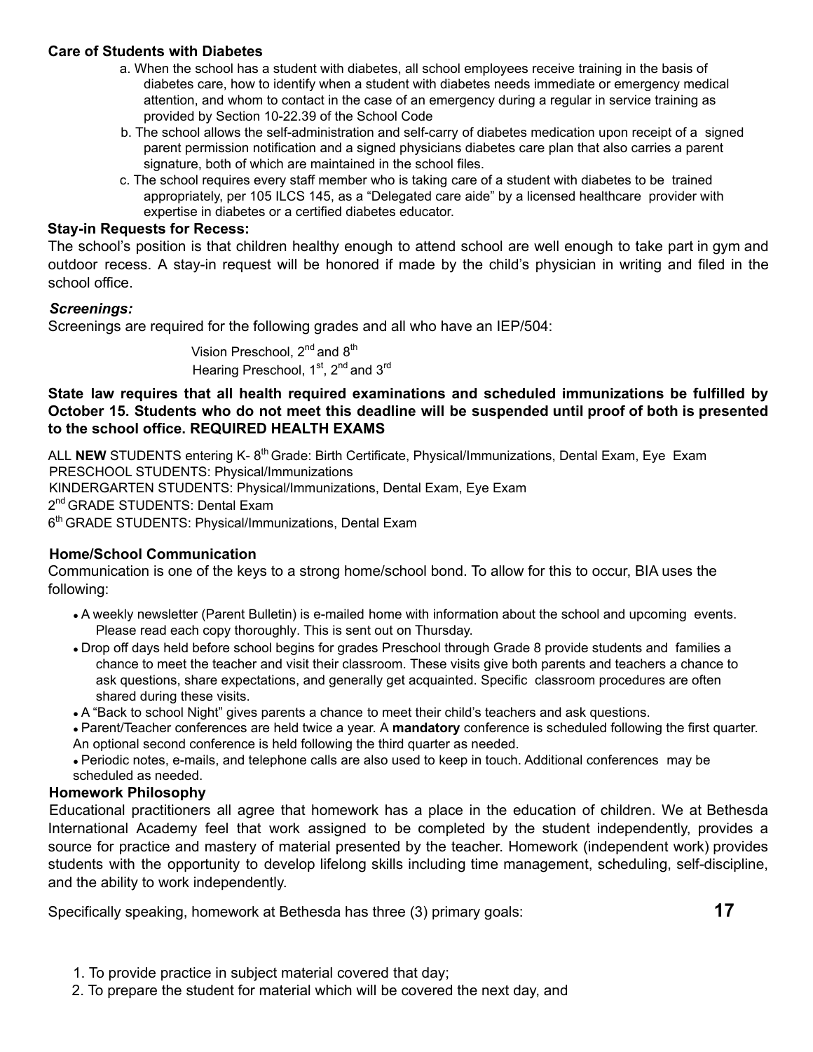**Care of Students with Diabetes**

a. When the school has a student with diabetes, all school employees receive training in the basis of diabetes care, how to identify when a student with diabetes needs immediate or emergency medical attention, and whom to contact in the case of an emergency during a regular in service training as provided by Section 10-22.39 of the School Code

b. The school allows the self-administration and self-carry of diabetes medication upon receipt of a signed parent permission notification and a signed physicians diabetes care plan that also carries a parent signature, both of which are maintained in the school files.

c. The school requires every staff member who is taking care of a student with diabetes to be trained appropriately, per 105 ILCS 145, as a "Delegated care aide" by a licensed healthcare provider with expertise in diabetes or a certified diabetes educator.

**Stay-in Requests for Recess:**

The school's position is that children healthy enough to attend school are well enough to take part in gym and outdoor recess. A stay-in request will be honored if made by the child's physician in writing and filed in the school office.

***Screenings:***

Screenings are required for the following grades and all who have an IEP/504:

Vision Preschool, 2nd and 8th
Hearing Preschool, 1st, 2nd and 3rd

**State law requires that all health required examinations and scheduled immunizations be fulfilled by October 15. Students who do not meet this deadline will be suspended until proof of both is presented to the school office. REQUIRED HEALTH EXAMS**

ALL **NEW** STUDENTS entering K- 8th Grade: Birth Certificate, Physical/Immunizations, Dental Exam, Eye Exam
PRESCHOOL STUDENTS: Physical/Immunizations
KINDERGARTEN STUDENTS: Physical/Immunizations, Dental Exam, Eye Exam
2nd GRADE STUDENTS: Dental Exam
6th GRADE STUDENTS: Physical/Immunizations, Dental Exam

**Home/School Communication**

Communication is one of the keys to a strong home/school bond. To allow for this to occur, BIA uses the following:

- A weekly newsletter (Parent Bulletin) is e-mailed home with information about the school and upcoming events. Please read each copy thoroughly. This is sent out on Thursday.
- Drop off days held before school begins for grades Preschool through Grade 8 provide students and families a chance to meet the teacher and visit their classroom. These visits give both parents and teachers a chance to ask questions, share expectations, and generally get acquainted. Specific classroom procedures are often shared during these visits.
- A "Back to school Night" gives parents a chance to meet their child's teachers and ask questions.
- Parent/Teacher conferences are held twice a year. A **mandatory** conference is scheduled following the first quarter. An optional second conference is held following the third quarter as needed.
- Periodic notes, e-mails, and telephone calls are also used to keep in touch. Additional conferences may be scheduled as needed.

**Homework Philosophy**

Educational practitioners all agree that homework has a place in the education of children. We at Bethesda International Academy feel that work assigned to be completed by the student independently, provides a source for practice and mastery of material presented by the teacher. Homework (independent work) provides students with the opportunity to develop lifelong skills including time management, scheduling, self-discipline, and the ability to work independently.

Specifically speaking, homework at Bethesda has three (3) primary goals:

1. To provide practice in subject material covered that day;
2. To prepare the student for material which will be covered the next day, and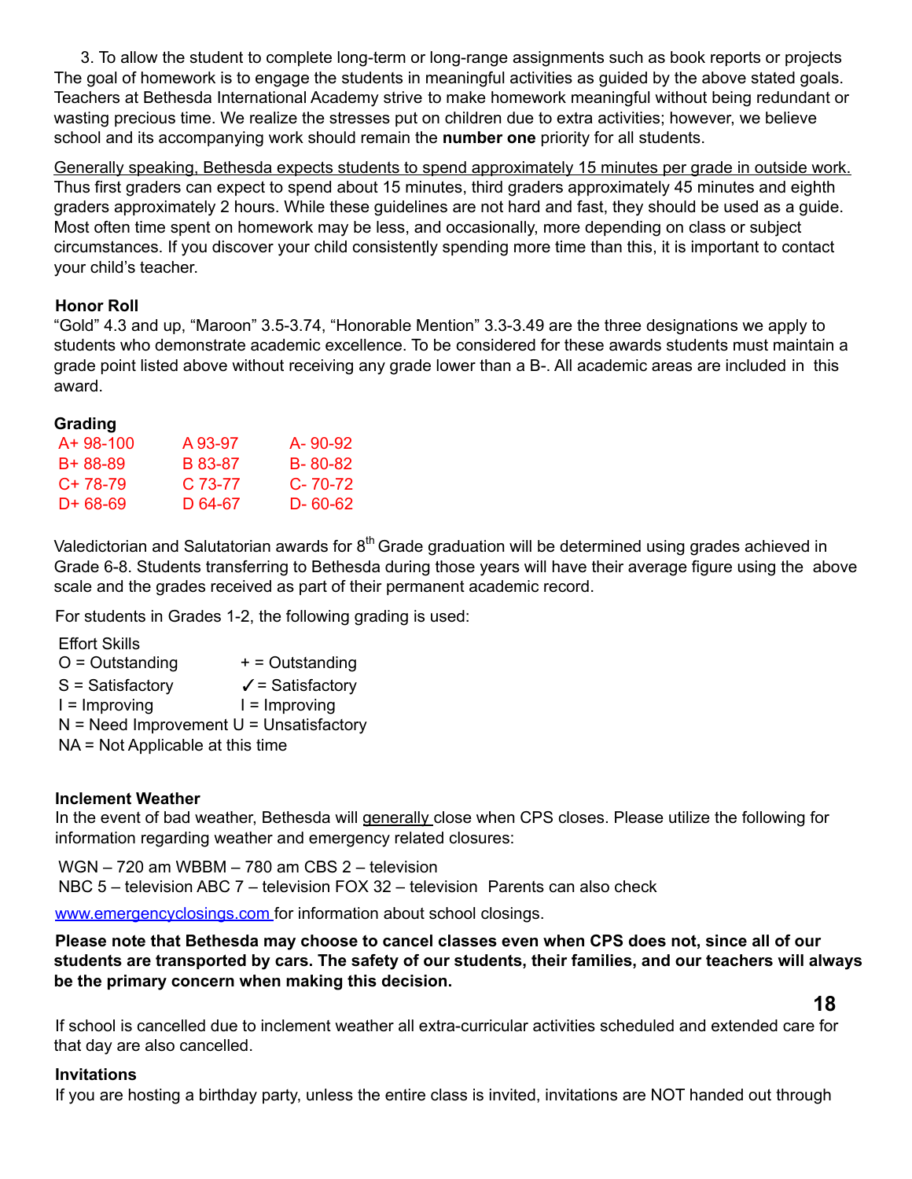3. To allow the student to complete long-term or long-range assignments such as book reports or projects The goal of homework is to engage the students in meaningful activities as guided by the above stated goals. Teachers at Bethesda International Academy strive to make homework meaningful without being redundant or wasting precious time. We realize the stresses put on children due to extra activities; however, we believe school and its accompanying work should remain the **number one** priority for all students.

Generally speaking, Bethesda expects students to spend approximately 15 minutes per grade in outside work. Thus first graders can expect to spend about 15 minutes, third graders approximately 45 minutes and eighth graders approximately 2 hours. While these guidelines are not hard and fast, they should be used as a guide. Most often time spent on homework may be less, and occasionally, more depending on class or subject circumstances. If you discover your child consistently spending more time than this, it is important to contact your child's teacher.

**Honor Roll**

"Gold" 4.3 and up, "Maroon" 3.5-3.74, "Honorable Mention" 3.3-3.49 are the three designations we apply to students who demonstrate academic excellence. To be considered for these awards students must maintain a grade point listed above without receiving any grade lower than a B-. All academic areas are included in this award.

**Grading**

| | | |
|---|---|---|
| A+ 98-100 | A 93-97 | A- 90-92 |
| B+ 88-89 | B 83-87 | B- 80-82 |
| C+ 78-79 | C 73-77 | C- 70-72 |
| D+ 68-69 | D 64-67 | D- 60-62 |

Valedictorian and Salutatorian awards for 8th Grade graduation will be determined using grades achieved in Grade 6-8. Students transferring to Bethesda during those years will have their average figure using the above scale and the grades received as part of their permanent academic record.

For students in Grades 1-2, the following grading is used:

| | Effort Skills |
|---|---|
| O = Outstanding | + = Outstanding |
| S = Satisfactory | ✓ = Satisfactory |
| I = Improving | I = Improving |
| N = Need Improvement | U = Unsatisfactory |
| NA = Not Applicable at this time | |

**Inclement Weather**

In the event of bad weather, Bethesda will generally close when CPS closes. Please utilize the following for information regarding weather and emergency related closures:

WGN – 720 am WBBM – 780 am CBS 2 – television
NBC 5 – television ABC 7 – television FOX 32 – television Parents can also check

www.emergencyclosings.com for information about school closings.

**Please note that Bethesda may choose to cancel classes even when CPS does not, since all of our students are transported by cars. The safety of our students, their families, and our teachers will always be the primary concern when making this decision.**

If school is cancelled due to inclement weather all extra-curricular activities scheduled and extended care for that day are also cancelled.

**Invitations**

If you are hosting a birthday party, unless the entire class is invited, invitations are NOT handed out through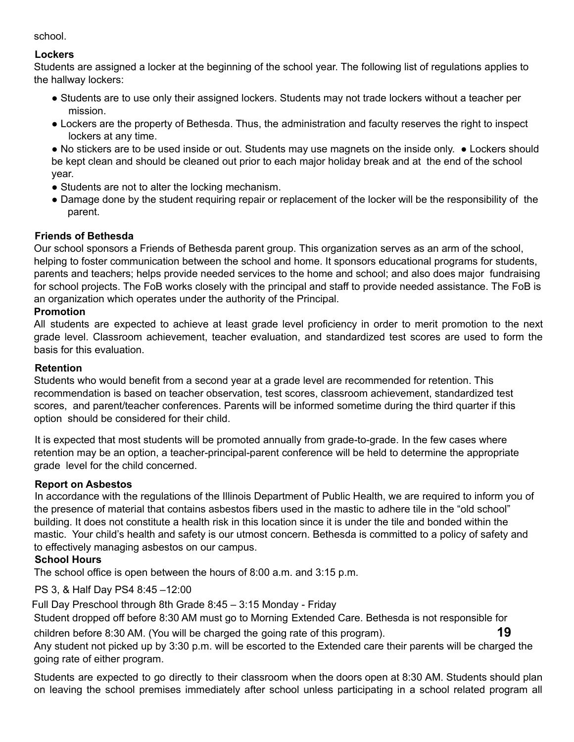school.

### Lockers

Students are assigned a locker at the beginning of the school year. The following list of regulations applies to the hallway lockers:

- Students are to use only their assigned lockers. Students may not trade lockers without a teacher per mission.
- Lockers are the property of Bethesda. Thus, the administration and faculty reserves the right to inspect lockers at any time.
- No stickers are to be used inside or out. Students may use magnets on the inside only.
- Lockers should be kept clean and should be cleaned out prior to each major holiday break and at the end of the school year.
- Students are not to alter the locking mechanism.
- Damage done by the student requiring repair or replacement of the locker will be the responsibility of the parent.

### Friends of Bethesda

Our school sponsors a Friends of Bethesda parent group. This organization serves as an arm of the school, helping to foster communication between the school and home. It sponsors educational programs for students, parents and teachers; helps provide needed services to the home and school; and also does major fundraising for school projects. The FoB works closely with the principal and staff to provide needed assistance. The FoB is an organization which operates under the authority of the Principal.

### Promotion

All students are expected to achieve at least grade level proficiency in order to merit promotion to the next grade level. Classroom achievement, teacher evaluation, and standardized test scores are used to form the basis for this evaluation.

### Retention

Students who would benefit from a second year at a grade level are recommended for retention. This recommendation is based on teacher observation, test scores, classroom achievement, standardized test scores, and parent/teacher conferences. Parents will be informed sometime during the third quarter if this option should be considered for their child.

It is expected that most students will be promoted annually from grade-to-grade. In the few cases where retention may be an option, a teacher-principal-parent conference will be held to determine the appropriate grade level for the child concerned.

### Report on Asbestos

In accordance with the regulations of the Illinois Department of Public Health, we are required to inform you of the presence of material that contains asbestos fibers used in the mastic to adhere tile in the "old school" building. It does not constitute a health risk in this location since it is under the tile and bonded within the mastic. Your child's health and safety is our utmost concern. Bethesda is committed to a policy of safety and to effectively managing asbestos on our campus.

### School Hours

The school office is open between the hours of 8:00 a.m. and 3:15 p.m.

PS 3, & Half Day PS4 8:45 –12:00

Full Day Preschool through 8th Grade 8:45 – 3:15 Monday - Friday

Student dropped off before 8:30 AM must go to Morning Extended Care. Bethesda is not responsible for children before 8:30 AM. (You will be charged the going rate of this program).

Any student not picked up by 3:30 p.m. will be escorted to the Extended care their parents will be charged the going rate of either program.

Students are expected to go directly to their classroom when the doors open at 8:30 AM. Students should plan on leaving the school premises immediately after school unless participating in a school related program all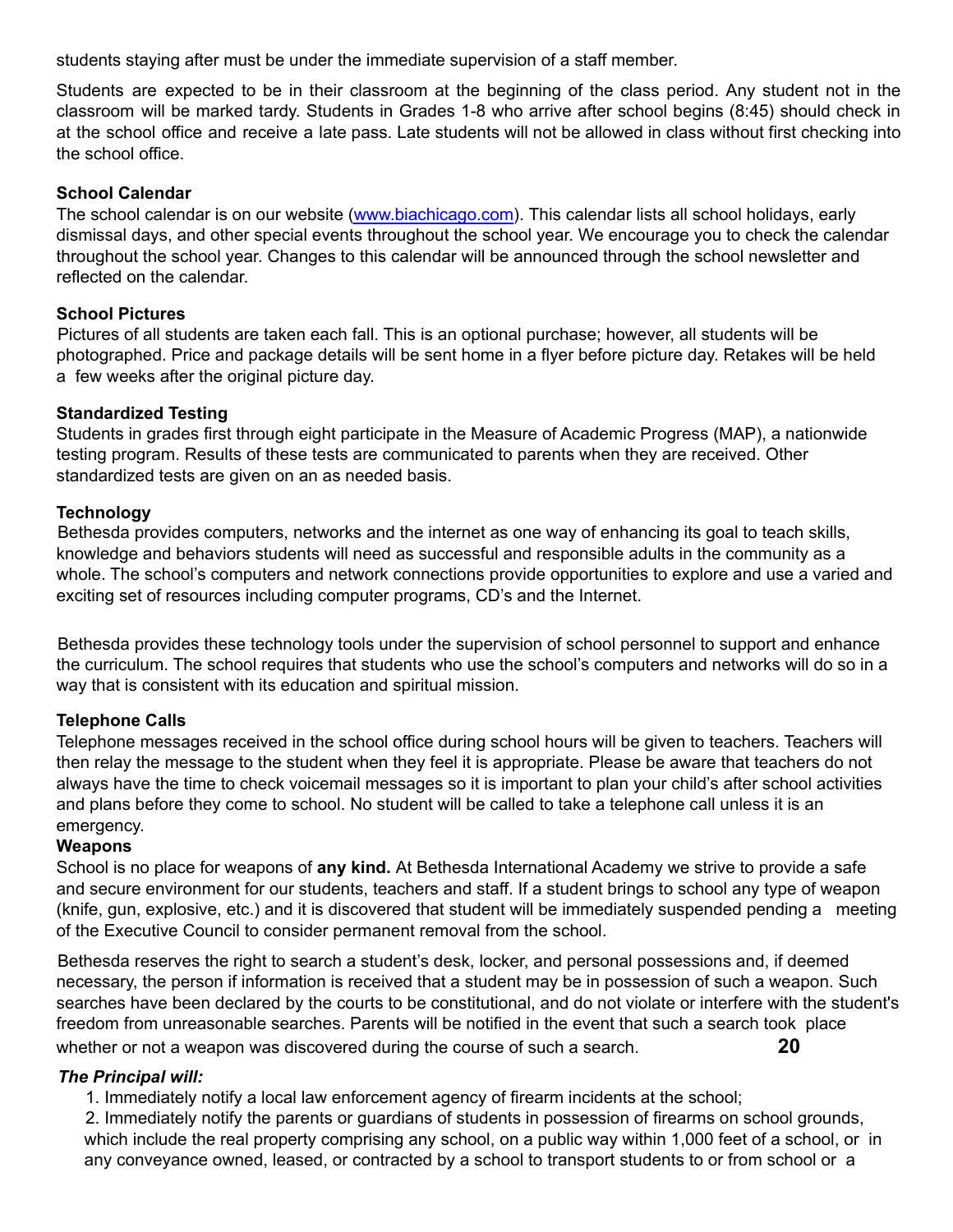students staying after must be under the immediate supervision of a staff member.

Students are expected to be in their classroom at the beginning of the class period. Any student not in the classroom will be marked tardy. Students in Grades 1-8 who arrive after school begins (8:45) should check in at the school office and receive a late pass. Late students will not be allowed in class without first checking into the school office.

**School Calendar**

The school calendar is on our website ([www.biachicago.com](www.biachicago.com)). This calendar lists all school holidays, early dismissal days, and other special events throughout the school year. We encourage you to check the calendar throughout the school year. Changes to this calendar will be announced through the school newsletter and reflected on the calendar.

**School Pictures**

Pictures of all students are taken each fall. This is an optional purchase; however, all students will be photographed. Price and package details will be sent home in a flyer before picture day. Retakes will be held a few weeks after the original picture day.

**Standardized Testing**

Students in grades first through eight participate in the Measure of Academic Progress (MAP), a nationwide testing program. Results of these tests are communicated to parents when they are received. Other standardized tests are given on an as needed basis.

**Technology**

Bethesda provides computers, networks and the internet as one way of enhancing its goal to teach skills, knowledge and behaviors students will need as successful and responsible adults in the community as a whole. The school's computers and network connections provide opportunities to explore and use a varied and exciting set of resources including computer programs, CD's and the Internet.

Bethesda provides these technology tools under the supervision of school personnel to support and enhance the curriculum. The school requires that students who use the school's computers and networks will do so in a way that is consistent with its education and spiritual mission.

**Telephone Calls**

Telephone messages received in the school office during school hours will be given to teachers. Teachers will then relay the message to the student when they feel it is appropriate. Please be aware that teachers do not always have the time to check voicemail messages so it is important to plan your child's after school activities and plans before they come to school. No student will be called to take a telephone call unless it is an emergency.

**Weapons**

School is no place for weapons of **any kind.** At Bethesda International Academy we strive to provide a safe and secure environment for our students, teachers and staff. If a student brings to school any type of weapon (knife, gun, explosive, etc.) and it is discovered that student will be immediately suspended pending a meeting of the Executive Council to consider permanent removal from the school.

Bethesda reserves the right to search a student's desk, locker, and personal possessions and, if deemed necessary, the person if information is received that a student may be in possession of such a weapon. Such searches have been declared by the courts to be constitutional, and do not violate or interfere with the student's freedom from unreasonable searches. Parents will be notified in the event that such a search took place whether or not a weapon was discovered during the course of such a search.

***The Principal will:***

1. Immediately notify a local law enforcement agency of firearm incidents at the school;
2. Immediately notify the parents or guardians of students in possession of firearms on school grounds, which include the real property comprising any school, on a public way within 1,000 feet of a school, or in any conveyance owned, leased, or contracted by a school to transport students to or from school or a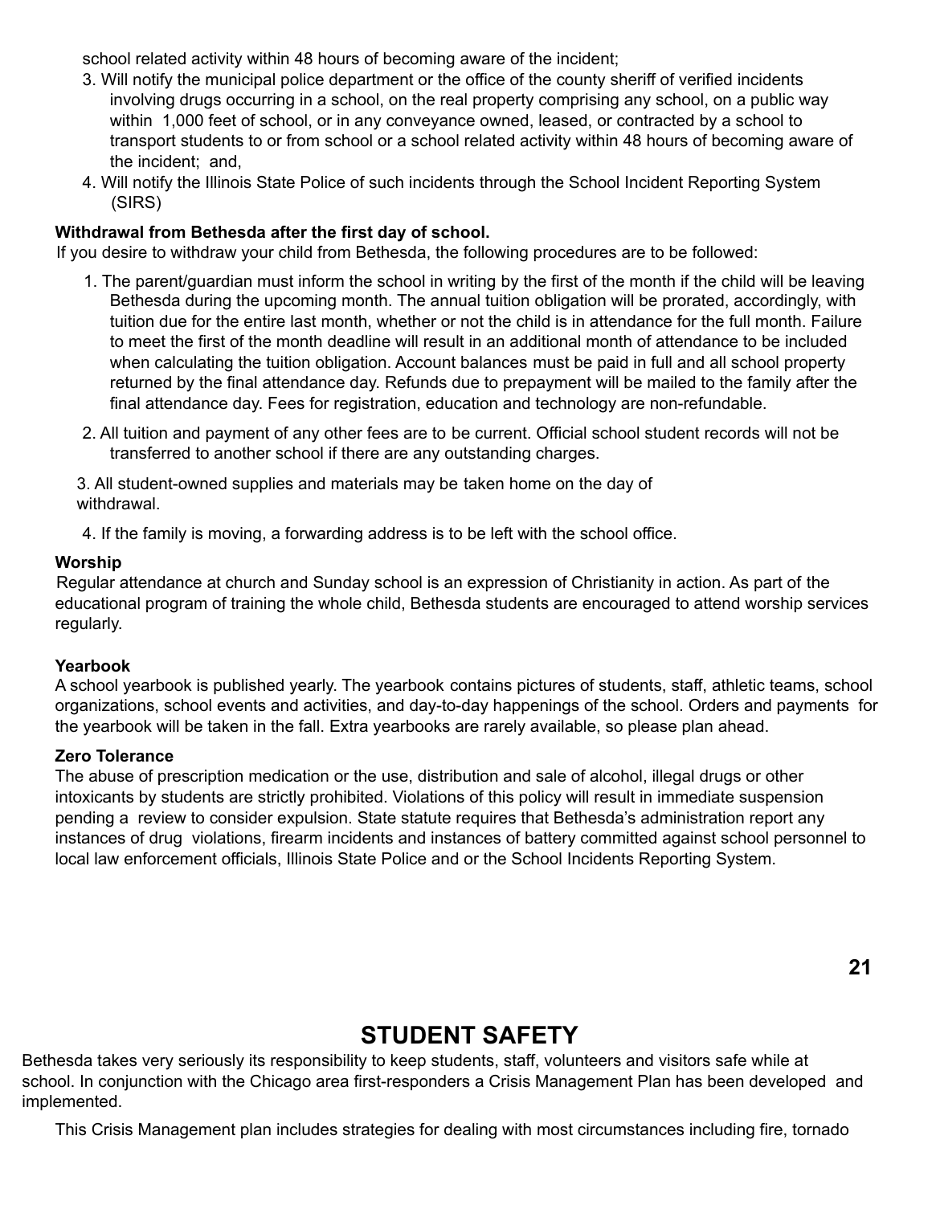school related activity within 48 hours of becoming aware of the incident;

3. Will notify the municipal police department or the office of the county sheriff of verified incidents involving drugs occurring in a school, on the real property comprising any school, on a public way within 1,000 feet of school, or in any conveyance owned, leased, or contracted by a school to transport students to or from school or a school related activity within 48 hours of becoming aware of the incident; and,
4. Will notify the Illinois State Police of such incidents through the School Incident Reporting System (SIRS)

**Withdrawal from Bethesda after the first day of school.**

If you desire to withdraw your child from Bethesda, the following procedures are to be followed:

1. The parent/guardian must inform the school in writing by the first of the month if the child will be leaving Bethesda during the upcoming month. The annual tuition obligation will be prorated, accordingly, with tuition due for the entire last month, whether or not the child is in attendance for the full month. Failure to meet the first of the month deadline will result in an additional month of attendance to be included when calculating the tuition obligation. Account balances must be paid in full and all school property returned by the final attendance day. Refunds due to prepayment will be mailed to the family after the final attendance day. Fees for registration, education and technology are non-refundable.
2. All tuition and payment of any other fees are to be current. Official school student records will not be transferred to another school if there are any outstanding charges.
3. All student-owned supplies and materials may be taken home on the day of withdrawal.
4. If the family is moving, a forwarding address is to be left with the school office.

**Worship**

Regular attendance at church and Sunday school is an expression of Christianity in action. As part of the educational program of training the whole child, Bethesda students are encouraged to attend worship services regularly.

**Yearbook**

A school yearbook is published yearly. The yearbook contains pictures of students, staff, athletic teams, school organizations, school events and activities, and day-to-day happenings of the school. Orders and payments for the yearbook will be taken in the fall. Extra yearbooks are rarely available, so please plan ahead.

**Zero Tolerance**

The abuse of prescription medication or the use, distribution and sale of alcohol, illegal drugs or other intoxicants by students are strictly prohibited. Violations of this policy will result in immediate suspension pending a review to consider expulsion. State statute requires that Bethesda's administration report any instances of drug violations, firearm incidents and instances of battery committed against school personnel to local law enforcement officials, Illinois State Police and or the School Incidents Reporting System.

# STUDENT SAFETY

Bethesda takes very seriously its responsibility to keep students, staff, volunteers and visitors safe while at school. In conjunction with the Chicago area first-responders a Crisis Management Plan has been developed and implemented.

This Crisis Management plan includes strategies for dealing with most circumstances including fire, tornado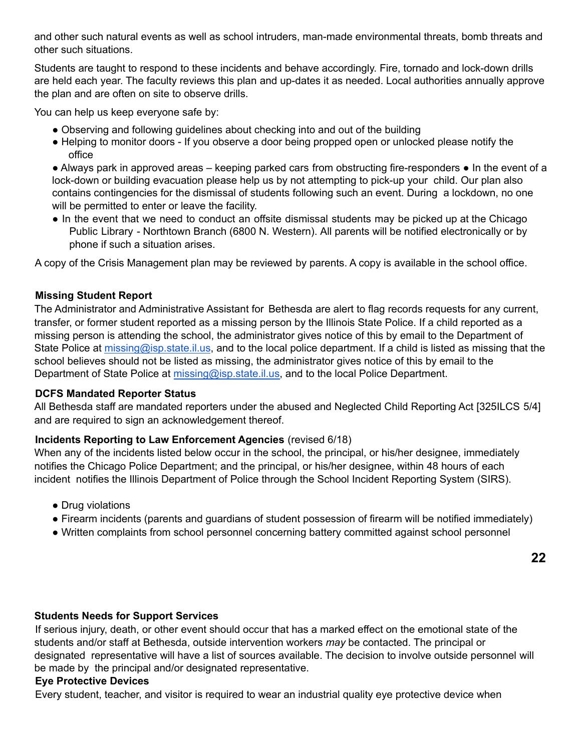and other such natural events as well as school intruders, man-made environmental threats, bomb threats and other such situations.

Students are taught to respond to these incidents and behave accordingly. Fire, tornado and lock-down drills are held each year. The faculty reviews this plan and up-dates it as needed. Local authorities annually approve the plan and are often on site to observe drills.

You can help us keep everyone safe by:

- Observing and following guidelines about checking into and out of the building
- Helping to monitor doors - If you observe a door being propped open or unlocked please notify the office
- Always park in approved areas – keeping parked cars from obstructing fire-responders
- In the event of a lock-down or building evacuation please help us by not attempting to pick-up your child. Our plan also contains contingencies for the dismissal of students following such an event. During a lockdown, no one will be permitted to enter or leave the facility.
- In the event that we need to conduct an offsite dismissal students may be picked up at the Chicago Public Library - Northtown Branch (6800 N. Western). All parents will be notified electronically or by phone if such a situation arises.

A copy of the Crisis Management plan may be reviewed by parents. A copy is available in the school office.

**Missing Student Report**

The Administrator and Administrative Assistant for Bethesda are alert to flag records requests for any current, transfer, or former student reported as a missing person by the Illinois State Police. If a child reported as a missing person is attending the school, the administrator gives notice of this by email to the Department of State Police at missing@isp.state.il.us, and to the local police department. If a child is listed as missing that the school believes should not be listed as missing, the administrator gives notice of this by email to the Department of State Police at missing@isp.state.il.us, and to the local Police Department.

**DCFS Mandated Reporter Status**

All Bethesda staff are mandated reporters under the abused and Neglected Child Reporting Act [325ILCS 5/4] and are required to sign an acknowledgement thereof.

**Incidents Reporting to Law Enforcement Agencies** (revised 6/18)

When any of the incidents listed below occur in the school, the principal, or his/her designee, immediately notifies the Chicago Police Department; and the principal, or his/her designee, within 48 hours of each incident notifies the Illinois Department of Police through the School Incident Reporting System (SIRS).

- Drug violations
- Firearm incidents (parents and guardians of student possession of firearm will be notified immediately)
- Written complaints from school personnel concerning battery committed against school personnel

**Students Needs for Support Services**

If serious injury, death, or other event should occur that has a marked effect on the emotional state of the students and/or staff at Bethesda, outside intervention workers *may* be contacted. The principal or designated representative will have a list of sources available. The decision to involve outside personnel will be made by the principal and/or designated representative.

**Eye Protective Devices**

Every student, teacher, and visitor is required to wear an industrial quality eye protective device when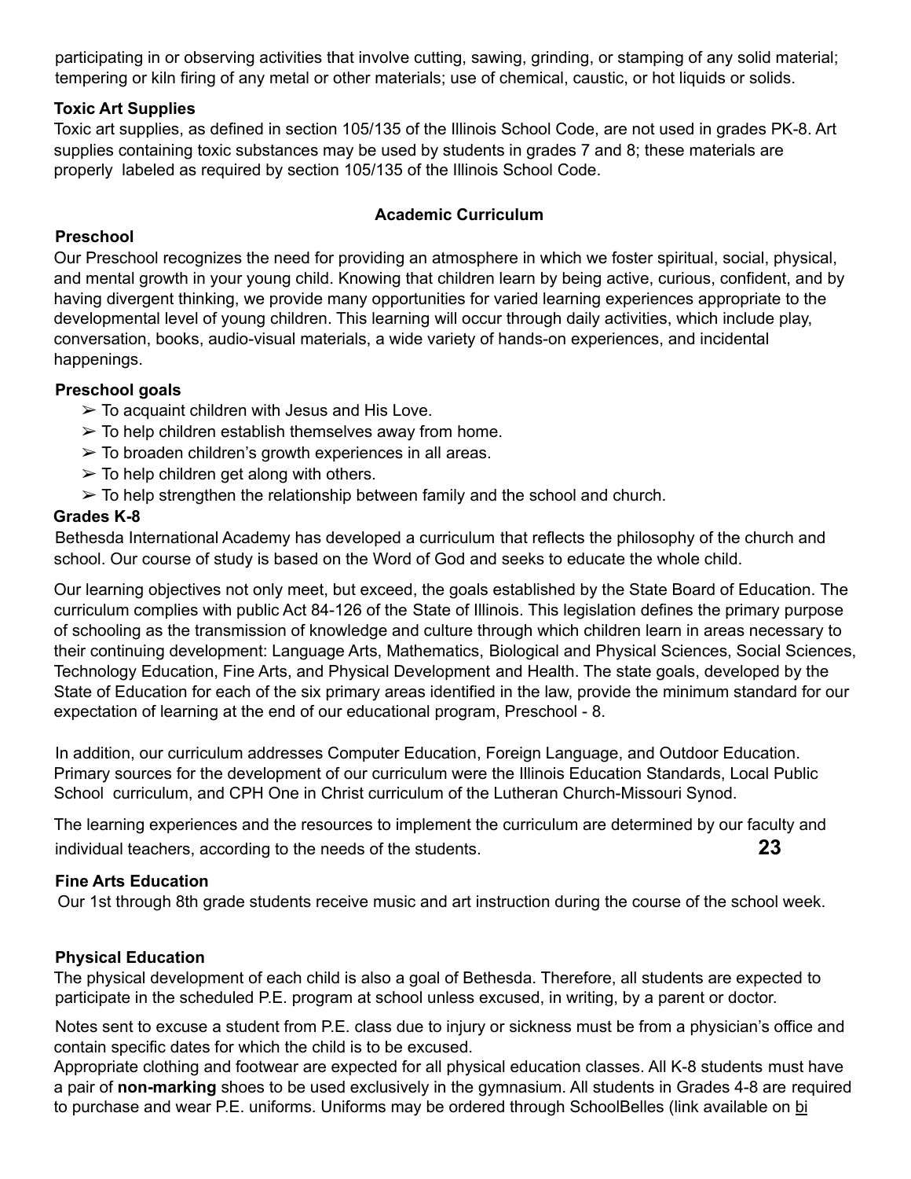participating in or observing activities that involve cutting, sawing, grinding, or stamping of any solid material; tempering or kiln firing of any metal or other materials; use of chemical, caustic, or hot liquids or solids.

**Toxic Art Supplies**

Toxic art supplies, as defined in section 105/135 of the Illinois School Code, are not used in grades PK-8. Art supplies containing toxic substances may be used by students in grades 7 and 8; these materials are properly labeled as required by section 105/135 of the Illinois School Code.

## Academic Curriculum

**Preschool**

Our Preschool recognizes the need for providing an atmosphere in which we foster spiritual, social, physical, and mental growth in your young child. Knowing that children learn by being active, curious, confident, and by having divergent thinking, we provide many opportunities for varied learning experiences appropriate to the developmental level of young children. This learning will occur through daily activities, which include play, conversation, books, audio-visual materials, a wide variety of hands-on experiences, and incidental happenings.

**Preschool goals**

- ➢ To acquaint children with Jesus and His Love.
- ➢ To help children establish themselves away from home.
- ➢ To broaden children's growth experiences in all areas.
- ➢ To help children get along with others.
- ➢ To help strengthen the relationship between family and the school and church.

**Grades K-8**

Bethesda International Academy has developed a curriculum that reflects the philosophy of the church and school. Our course of study is based on the Word of God and seeks to educate the whole child.

Our learning objectives not only meet, but exceed, the goals established by the State Board of Education. The curriculum complies with public Act 84-126 of the State of Illinois. This legislation defines the primary purpose of schooling as the transmission of knowledge and culture through which children learn in areas necessary to their continuing development: Language Arts, Mathematics, Biological and Physical Sciences, Social Sciences, Technology Education, Fine Arts, and Physical Development and Health. The state goals, developed by the State of Education for each of the six primary areas identified in the law, provide the minimum standard for our expectation of learning at the end of our educational program, Preschool - 8.

In addition, our curriculum addresses Computer Education, Foreign Language, and Outdoor Education. Primary sources for the development of our curriculum were the Illinois Education Standards, Local Public School curriculum, and CPH One in Christ curriculum of the Lutheran Church-Missouri Synod.

The learning experiences and the resources to implement the curriculum are determined by our faculty and individual teachers, according to the needs of the students.

**Fine Arts Education**

Our 1st through 8th grade students receive music and art instruction during the course of the school week.

**Physical Education**

The physical development of each child is also a goal of Bethesda. Therefore, all students are expected to participate in the scheduled P.E. program at school unless excused, in writing, by a parent or doctor.

Notes sent to excuse a student from P.E. class due to injury or sickness must be from a physician's office and contain specific dates for which the child is to be excused.

Appropriate clothing and footwear are expected for all physical education classes. All K-8 students must have a pair of **non-marking** shoes to be used exclusively in the gymnasium. All students in Grades 4-8 are required to purchase and wear P.E. uniforms. Uniforms may be ordered through SchoolBelles (link available on bi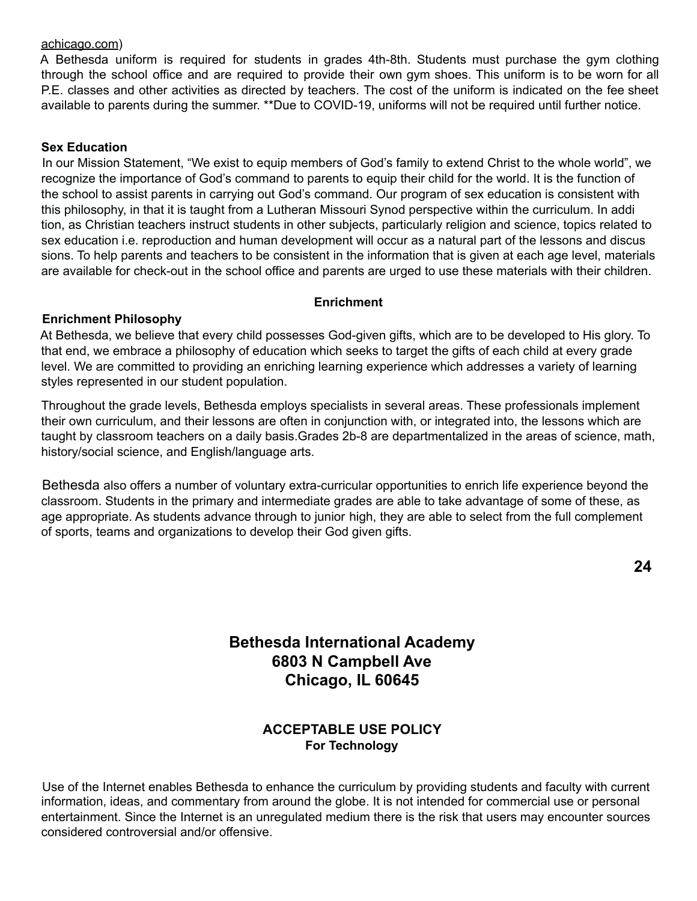achicago.com)

A Bethesda uniform is required for students in grades 4th-8th. Students must purchase the gym clothing through the school office and are required to provide their own gym shoes. This uniform is to be worn for all P.E. classes and other activities as directed by teachers. The cost of the uniform is indicated on the fee sheet available to parents during the summer. **Due to COVID-19, uniforms will not be required until further notice.

**Sex Education**

In our Mission Statement, "We exist to equip members of God's family to extend Christ to the whole world", we recognize the importance of God's command to parents to equip their child for the world. It is the function of the school to assist parents in carrying out God's command. Our program of sex education is consistent with this philosophy, in that it is taught from a Lutheran Missouri Synod perspective within the curriculum. In addition, as Christian teachers instruct students in other subjects, particularly religion and science, topics related to sex education i.e. reproduction and human development will occur as a natural part of the lessons and discussions. To help parents and teachers to be consistent in the information that is given at each age level, materials are available for check-out in the school office and parents are urged to use these materials with their children.

## Enrichment

**Enrichment Philosophy**

At Bethesda, we believe that every child possesses God-given gifts, which are to be developed to His glory. To that end, we embrace a philosophy of education which seeks to target the gifts of each child at every grade level. We are committed to providing an enriching learning experience which addresses a variety of learning styles represented in our student population.

Throughout the grade levels, Bethesda employs specialists in several areas. These professionals implement their own curriculum, and their lessons are often in conjunction with, or integrated into, the lessons which are taught by classroom teachers on a daily basis.Grades 2b-8 are departmentalized in the areas of science, math, history/social science, and English/language arts.

Bethesda also offers a number of voluntary extra-curricular opportunities to enrich life experience beyond the classroom. Students in the primary and intermediate grades are able to take advantage of some of these, as age appropriate. As students advance through to junior high, they are able to select from the full complement of sports, teams and organizations to develop their God given gifts.

## Bethesda International Academy
## 6803 N Campbell Ave
## Chicago, IL 60645

### ACCEPTABLE USE POLICY
**For Technology**

Use of the Internet enables Bethesda to enhance the curriculum by providing students and faculty with current information, ideas, and commentary from around the globe. It is not intended for commercial use or personal entertainment. Since the Internet is an unregulated medium there is the risk that users may encounter sources considered controversial and/or offensive.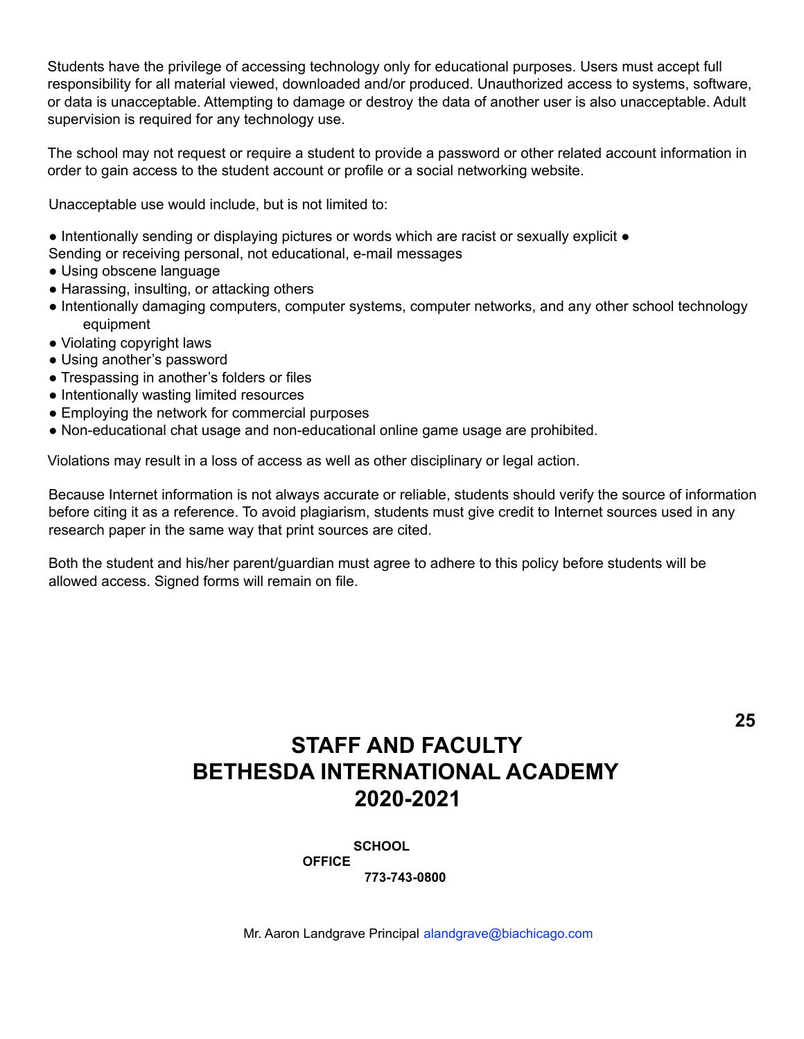Students have the privilege of accessing technology only for educational purposes. Users must accept full responsibility for all material viewed, downloaded and/or produced. Unauthorized access to systems, software, or data is unacceptable. Attempting to damage or destroy the data of another user is also unacceptable. Adult supervision is required for any technology use.

The school may not request or require a student to provide a password or other related account information in order to gain access to the student account or profile or a social networking website.

Unacceptable use would include, but is not limited to:

- Intentionally sending or displaying pictures or words which are racist or sexually explicit
- Sending or receiving personal, not educational, e-mail messages
- Using obscene language
- Harassing, insulting, or attacking others
- Intentionally damaging computers, computer systems, computer networks, and any other school technology equipment
- Violating copyright laws
- Using another's password
- Trespassing in another's folders or files
- Intentionally wasting limited resources
- Employing the network for commercial purposes
- Non-educational chat usage and non-educational online game usage are prohibited.

Violations may result in a loss of access as well as other disciplinary or legal action.

Because Internet information is not always accurate or reliable, students should verify the source of information before citing it as a reference. To avoid plagiarism, students must give credit to Internet sources used in any research paper in the same way that print sources are cited.

Both the student and his/her parent/guardian must agree to adhere to this policy before students will be allowed access. Signed forms will remain on file.

# STAFF AND FACULTY
# BETHESDA INTERNATIONAL ACADEMY
# 2020-2021

**SCHOOL OFFICE 773-743-0800**

Mr. Aaron Landgrave Principal alandgrave@biachicago.com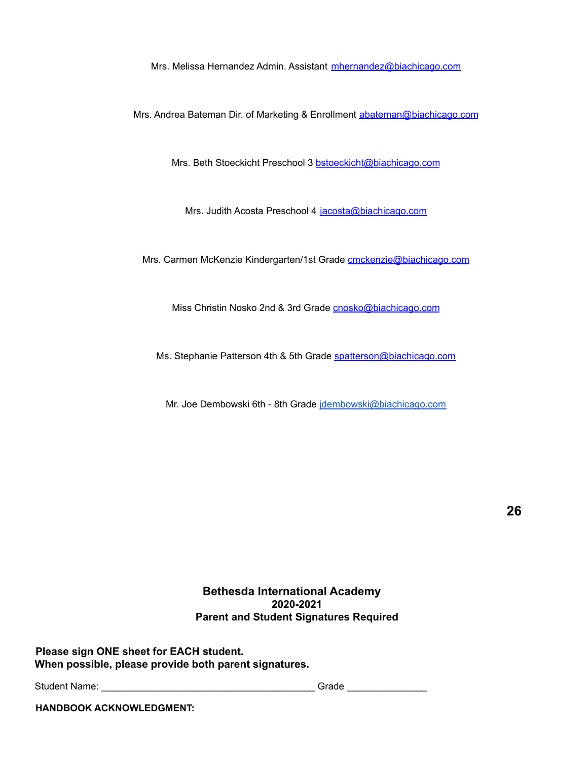Mrs. Melissa Hernandez Admin. Assistant mhernandez@biachicago.com

Mrs. Andrea Bateman Dir. of Marketing & Enrollment abateman@biachicago.com

Mrs. Beth Stoeckicht Preschool 3 bstoeckicht@biachicago.com

Mrs. Judith Acosta Preschool 4 jacosta@biachicago.com

Mrs. Carmen McKenzie Kindergarten/1st Grade cmckenzie@biachicago.com

Miss Christin Nosko 2nd & 3rd Grade cnosko@biachicago.com

Ms. Stephanie Patterson 4th & 5th Grade spatterson@biachicago.com

Mr. Joe Dembowski 6th - 8th Grade jdembowski@biachicago.com

**Bethesda International Academy**
**2020-2021**
**Parent and Student Signatures Required**

**Please sign ONE sheet for EACH student.**
**When possible, please provide both parent signatures.**

Student Name: _______________________________________ Grade ______________

**HANDBOOK ACKNOWLEDGMENT:**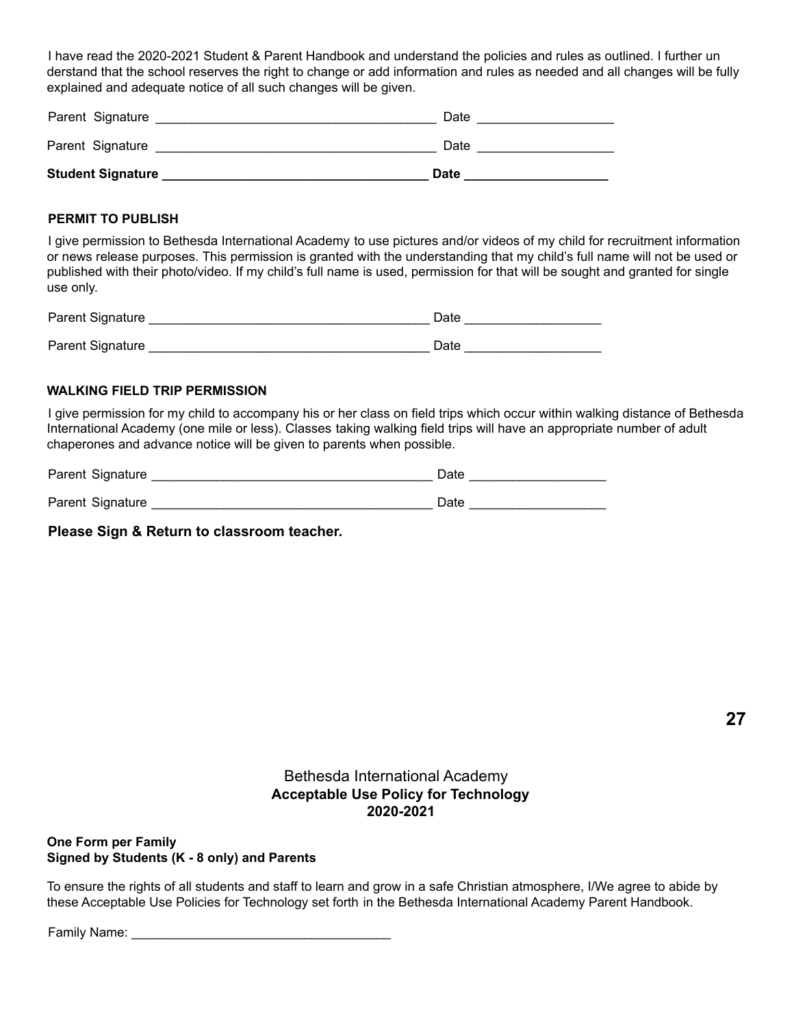I have read the 2020-2021 Student & Parent Handbook and understand the policies and rules as outlined. I further understand that the school reserves the right to change or add information and rules as needed and all changes will be fully explained and adequate notice of all such changes will be given.

Parent Signature ______________________________________ Date __________________

Parent Signature ______________________________________ Date __________________

**Student Signature ____________________________________ Date ___________________**

**PERMIT TO PUBLISH**

I give permission to Bethesda International Academy to use pictures and/or videos of my child for recruitment information or news release purposes. This permission is granted with the understanding that my child's full name will not be used or published with their photo/video. If my child's full name is used, permission for that will be sought and granted for single use only.

Parent Signature ______________________________________ Date __________________

Parent Signature ______________________________________ Date __________________

**WALKING FIELD TRIP PERMISSION**

I give permission for my child to accompany his or her class on field trips which occur within walking distance of Bethesda International Academy (one mile or less). Classes taking walking field trips will have an appropriate number of adult chaperones and advance notice will be given to parents when possible.

Parent Signature ______________________________________ Date __________________

Parent Signature ______________________________________ Date __________________

**Please Sign & Return to classroom teacher.**

Bethesda International Academy

**Acceptable Use Policy for Technology**

**2020-2021**

**One Form per Family**
**Signed by Students (K - 8 only) and Parents**

To ensure the rights of all students and staff to learn and grow in a safe Christian atmosphere, I/We agree to abide by these Acceptable Use Policies for Technology set forth in the Bethesda International Academy Parent Handbook.

Family Name: ___________________________________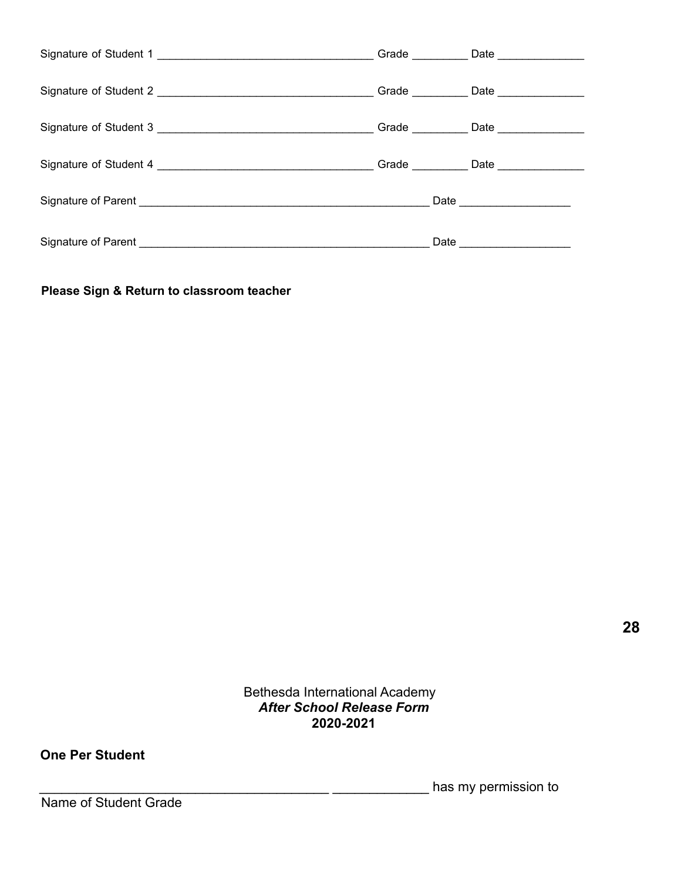Signature of Student 1 ________________________________ Grade ________ Date ____________

Signature of Student 2 ________________________________ Grade ________ Date ____________

Signature of Student 3 ________________________________ Grade ________ Date ____________

Signature of Student 4 ________________________________ Grade ________ Date ____________

Signature of Parent ____________________________________________ Date ________________

Signature of Parent ____________________________________________ Date ________________

**Please Sign & Return to classroom teacher**

Bethesda International Academy
***After School Release Form***
**2020-2021**

**One Per Student**

____________________________________ ____________ has my permission to
Name of Student Grade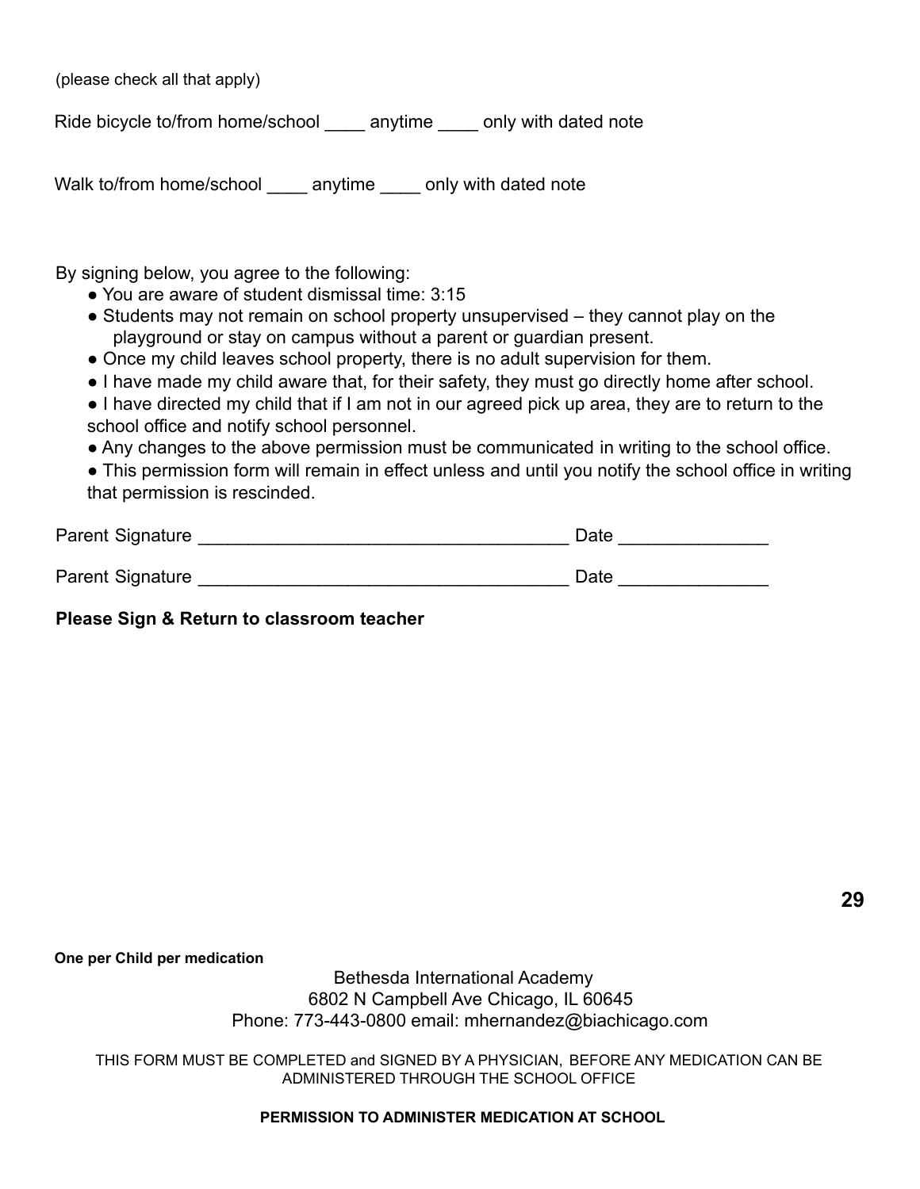(please check all that apply)

Ride bicycle to/from home/school ____ anytime ____ only with dated note

Walk to/from home/school ____ anytime ____ only with dated note

By signing below, you agree to the following:

- You are aware of student dismissal time: 3:15
- Students may not remain on school property unsupervised – they cannot play on the playground or stay on campus without a parent or guardian present.
- Once my child leaves school property, there is no adult supervision for them.
- I have made my child aware that, for their safety, they must go directly home after school.
- I have directed my child that if I am not in our agreed pick up area, they are to return to the school office and notify school personnel.
- Any changes to the above permission must be communicated in writing to the school office.
- This permission form will remain in effect unless and until you notify the school office in writing that permission is rescinded.

Parent Signature ____________________________________ Date ______________

Parent Signature ____________________________________ Date ______________

**Please Sign & Return to classroom teacher**

**One per Child per medication**

Bethesda International Academy
6802 N Campbell Ave Chicago, IL 60645
Phone: 773-443-0800 email: mhernandez@biachicago.com

THIS FORM MUST BE COMPLETED and SIGNED BY A PHYSICIAN, BEFORE ANY MEDICATION CAN BE ADMINISTERED THROUGH THE SCHOOL OFFICE

**PERMISSION TO ADMINISTER MEDICATION AT SCHOOL**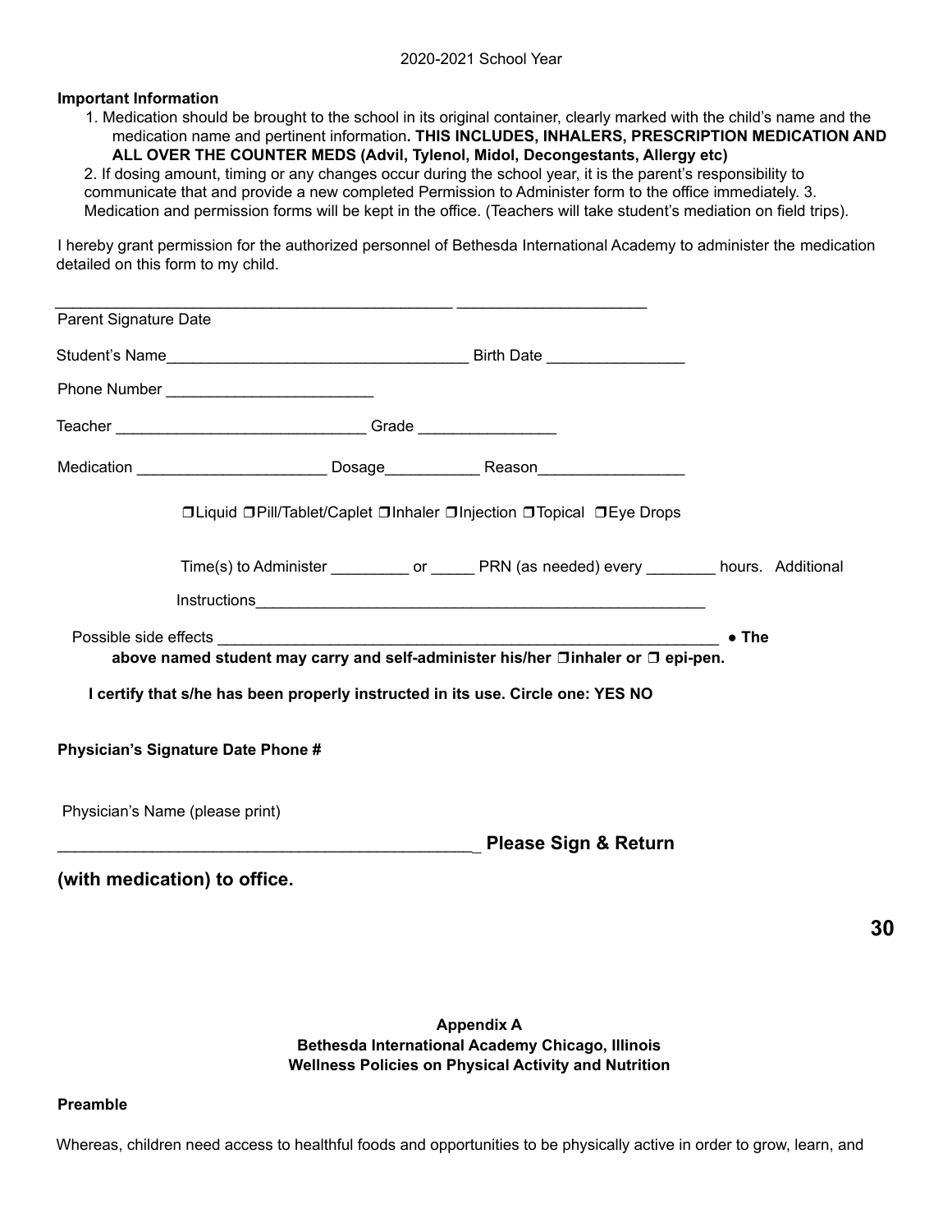**Important Information**

1. Medication should be brought to the school in its original container, clearly marked with the child's name and the medication name and pertinent information**. THIS INCLUDES, INHALERS, PRESCRIPTION MEDICATION AND ALL OVER THE COUNTER MEDS (Advil, Tylenol, Midol, Decongestants, Allergy etc)**

2. If dosing amount, timing or any changes occur during the school year, it is the parent's responsibility to communicate that and provide a new completed Permission to Administer form to the office immediately. 3. Medication and permission forms will be kept in the office. (Teachers will take student's mediation on field trips).

I hereby grant permission for the authorized personnel of Bethesda International Academy to administer the medication detailed on this form to my child.

_______________________________________________ ______________________

Parent Signature Date

Student's Name___________________________________ Birth Date ________________

Phone Number ________________________

Teacher _____________________________ Grade ________________

Medication ______________________ Dosage___________ Reason_________________

❒Liquid ❒Pill/Tablet/Caplet ❒Inhaler ❒Injection ❒Topical ❒Eye Drops

Time(s) to Administer _________ or _____ PRN (as needed) every ________ hours. Additional Instructions_____________________________________________________

Possible side effects ____________________________________________________________ **● The above named student may carry and self-administer his/her ❒inhaler or ❒ epi-pen.**

**I certify that s/he has been properly instructed in its use. Circle one: YES NO**

**Physician's Signature Date Phone #**

Physician's Name (please print)

_______________________________________________ **Please Sign & Return (with medication) to office.**

**Appendix A**
**Bethesda International Academy Chicago, Illinois**
**Wellness Policies on Physical Activity and Nutrition**

**Preamble**

Whereas, children need access to healthful foods and opportunities to be physically active in order to grow, learn, and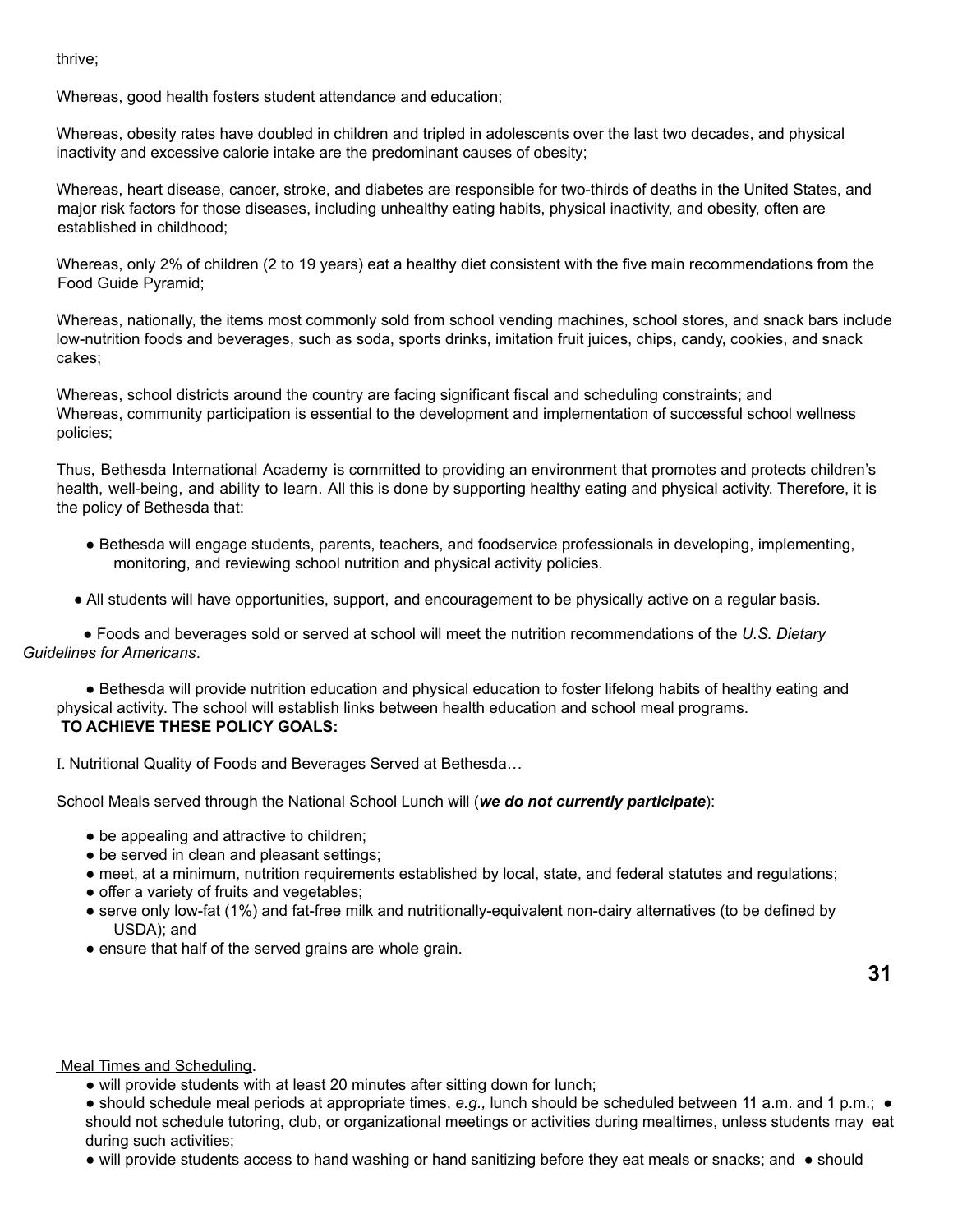thrive;

Whereas, good health fosters student attendance and education;

Whereas, obesity rates have doubled in children and tripled in adolescents over the last two decades, and physical inactivity and excessive calorie intake are the predominant causes of obesity;

Whereas, heart disease, cancer, stroke, and diabetes are responsible for two-thirds of deaths in the United States, and major risk factors for those diseases, including unhealthy eating habits, physical inactivity, and obesity, often are established in childhood;

Whereas, only 2% of children (2 to 19 years) eat a healthy diet consistent with the five main recommendations from the Food Guide Pyramid;

Whereas, nationally, the items most commonly sold from school vending machines, school stores, and snack bars include low-nutrition foods and beverages, such as soda, sports drinks, imitation fruit juices, chips, candy, cookies, and snack cakes;

Whereas, school districts around the country are facing significant fiscal and scheduling constraints; and
Whereas, community participation is essential to the development and implementation of successful school wellness policies;

Thus, Bethesda International Academy is committed to providing an environment that promotes and protects children's health, well-being, and ability to learn. All this is done by supporting healthy eating and physical activity. Therefore, it is the policy of Bethesda that:

- Bethesda will engage students, parents, teachers, and foodservice professionals in developing, implementing, monitoring, and reviewing school nutrition and physical activity policies.
- All students will have opportunities, support, and encouragement to be physically active on a regular basis.
- Foods and beverages sold or served at school will meet the nutrition recommendations of the *U.S. Dietary Guidelines for Americans*.
- Bethesda will provide nutrition education and physical education to foster lifelong habits of healthy eating and physical activity. The school will establish links between health education and school meal programs.

**TO ACHIEVE THESE POLICY GOALS:**

I. Nutritional Quality of Foods and Beverages Served at Bethesda…

School Meals served through the National School Lunch will (***we do not currently participate***):

- be appealing and attractive to children;
- be served in clean and pleasant settings;
- meet, at a minimum, nutrition requirements established by local, state, and federal statutes and regulations;
- offer a variety of fruits and vegetables;
- serve only low-fat (1%) and fat-free milk and nutritionally-equivalent non-dairy alternatives (to be defined by USDA); and
- ensure that half of the served grains are whole grain.

Meal Times and Scheduling.

- will provide students with at least 20 minutes after sitting down for lunch;
- should schedule meal periods at appropriate times, *e.g.,* lunch should be scheduled between 11 a.m. and 1 p.m.;
- should not schedule tutoring, club, or organizational meetings or activities during mealtimes, unless students may eat during such activities;
- will provide students access to hand washing or hand sanitizing before they eat meals or snacks; and
- should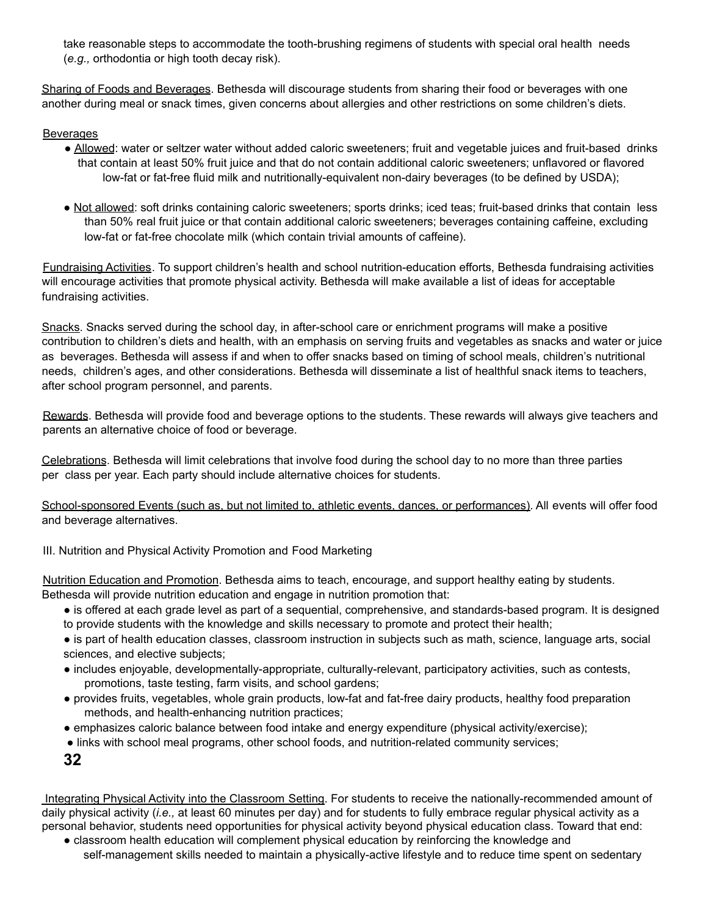take reasonable steps to accommodate the tooth-brushing regimens of students with special oral health needs (*e.g.,* orthodontia or high tooth decay risk).

Sharing of Foods and Beverages. Bethesda will discourage students from sharing their food or beverages with one another during meal or snack times, given concerns about allergies and other restrictions on some children's diets.

Beverages

- Allowed: water or seltzer water without added caloric sweeteners; fruit and vegetable juices and fruit-based drinks that contain at least 50% fruit juice and that do not contain additional caloric sweeteners; unflavored or flavored low-fat or fat-free fluid milk and nutritionally-equivalent non-dairy beverages (to be defined by USDA);
- Not allowed: soft drinks containing caloric sweeteners; sports drinks; iced teas; fruit-based drinks that contain less than 50% real fruit juice or that contain additional caloric sweeteners; beverages containing caffeine, excluding low-fat or fat-free chocolate milk (which contain trivial amounts of caffeine).

Fundraising Activities. To support children's health and school nutrition-education efforts, Bethesda fundraising activities will encourage activities that promote physical activity. Bethesda will make available a list of ideas for acceptable fundraising activities.

Snacks. Snacks served during the school day, in after-school care or enrichment programs will make a positive contribution to children's diets and health, with an emphasis on serving fruits and vegetables as snacks and water or juice as beverages. Bethesda will assess if and when to offer snacks based on timing of school meals, children's nutritional needs, children's ages, and other considerations. Bethesda will disseminate a list of healthful snack items to teachers, after school program personnel, and parents.

Rewards. Bethesda will provide food and beverage options to the students. These rewards will always give teachers and parents an alternative choice of food or beverage.

Celebrations. Bethesda will limit celebrations that involve food during the school day to no more than three parties per class per year. Each party should include alternative choices for students.

School-sponsored Events (such as, but not limited to, athletic events, dances, or performances). All events will offer food and beverage alternatives.

III. Nutrition and Physical Activity Promotion and Food Marketing

Nutrition Education and Promotion. Bethesda aims to teach, encourage, and support healthy eating by students. Bethesda will provide nutrition education and engage in nutrition promotion that:

- is offered at each grade level as part of a sequential, comprehensive, and standards-based program. It is designed to provide students with the knowledge and skills necessary to promote and protect their health;
- is part of health education classes, classroom instruction in subjects such as math, science, language arts, social sciences, and elective subjects;
- includes enjoyable, developmentally-appropriate, culturally-relevant, participatory activities, such as contests, promotions, taste testing, farm visits, and school gardens;
- provides fruits, vegetables, whole grain products, low-fat and fat-free dairy products, healthy food preparation methods, and health-enhancing nutrition practices;
- emphasizes caloric balance between food intake and energy expenditure (physical activity/exercise);
- links with school meal programs, other school foods, and nutrition-related community services;

Integrating Physical Activity into the Classroom Setting. For students to receive the nationally-recommended amount of daily physical activity (*i.e.,* at least 60 minutes per day) and for students to fully embrace regular physical activity as a personal behavior, students need opportunities for physical activity beyond physical education class. Toward that end:

- classroom health education will complement physical education by reinforcing the knowledge and self-management skills needed to maintain a physically-active lifestyle and to reduce time spent on sedentary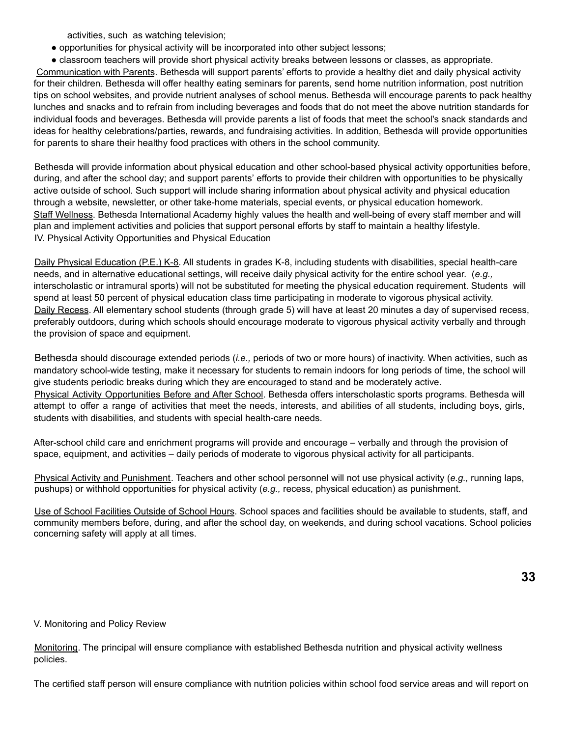activities, such as watching television;

- opportunities for physical activity will be incorporated into other subject lessons;
- classroom teachers will provide short physical activity breaks between lessons or classes, as appropriate.

Communication with Parents. Bethesda will support parents' efforts to provide a healthy diet and daily physical activity for their children. Bethesda will offer healthy eating seminars for parents, send home nutrition information, post nutrition tips on school websites, and provide nutrient analyses of school menus. Bethesda will encourage parents to pack healthy lunches and snacks and to refrain from including beverages and foods that do not meet the above nutrition standards for individual foods and beverages. Bethesda will provide parents a list of foods that meet the school's snack standards and ideas for healthy celebrations/parties, rewards, and fundraising activities. In addition, Bethesda will provide opportunities for parents to share their healthy food practices with others in the school community.

Bethesda will provide information about physical education and other school-based physical activity opportunities before, during, and after the school day; and support parents' efforts to provide their children with opportunities to be physically active outside of school. Such support will include sharing information about physical activity and physical education through a website, newsletter, or other take-home materials, special events, or physical education homework.

Staff Wellness. Bethesda International Academy highly values the health and well-being of every staff member and will plan and implement activities and policies that support personal efforts by staff to maintain a healthy lifestyle.

IV. Physical Activity Opportunities and Physical Education

Daily Physical Education (P.E.) K-8. All students in grades K-8, including students with disabilities, special health-care needs, and in alternative educational settings, will receive daily physical activity for the entire school year. (*e.g.,* interscholastic or intramural sports) will not be substituted for meeting the physical education requirement. Students will spend at least 50 percent of physical education class time participating in moderate to vigorous physical activity.

Daily Recess. All elementary school students (through grade 5) will have at least 20 minutes a day of supervised recess, preferably outdoors, during which schools should encourage moderate to vigorous physical activity verbally and through the provision of space and equipment.

Bethesda should discourage extended periods (*i.e.,* periods of two or more hours) of inactivity. When activities, such as mandatory school-wide testing, make it necessary for students to remain indoors for long periods of time, the school will give students periodic breaks during which they are encouraged to stand and be moderately active.

Physical Activity Opportunities Before and After School. Bethesda offers interscholastic sports programs. Bethesda will attempt to offer a range of activities that meet the needs, interests, and abilities of all students, including boys, girls, students with disabilities, and students with special health-care needs.

After-school child care and enrichment programs will provide and encourage – verbally and through the provision of space, equipment, and activities – daily periods of moderate to vigorous physical activity for all participants.

Physical Activity and Punishment. Teachers and other school personnel will not use physical activity (*e.g.,* running laps, pushups) or withhold opportunities for physical activity (*e.g.,* recess, physical education) as punishment.

Use of School Facilities Outside of School Hours. School spaces and facilities should be available to students, staff, and community members before, during, and after the school day, on weekends, and during school vacations. School policies concerning safety will apply at all times.

V. Monitoring and Policy Review

Monitoring. The principal will ensure compliance with established Bethesda nutrition and physical activity wellness policies.

The certified staff person will ensure compliance with nutrition policies within school food service areas and will report on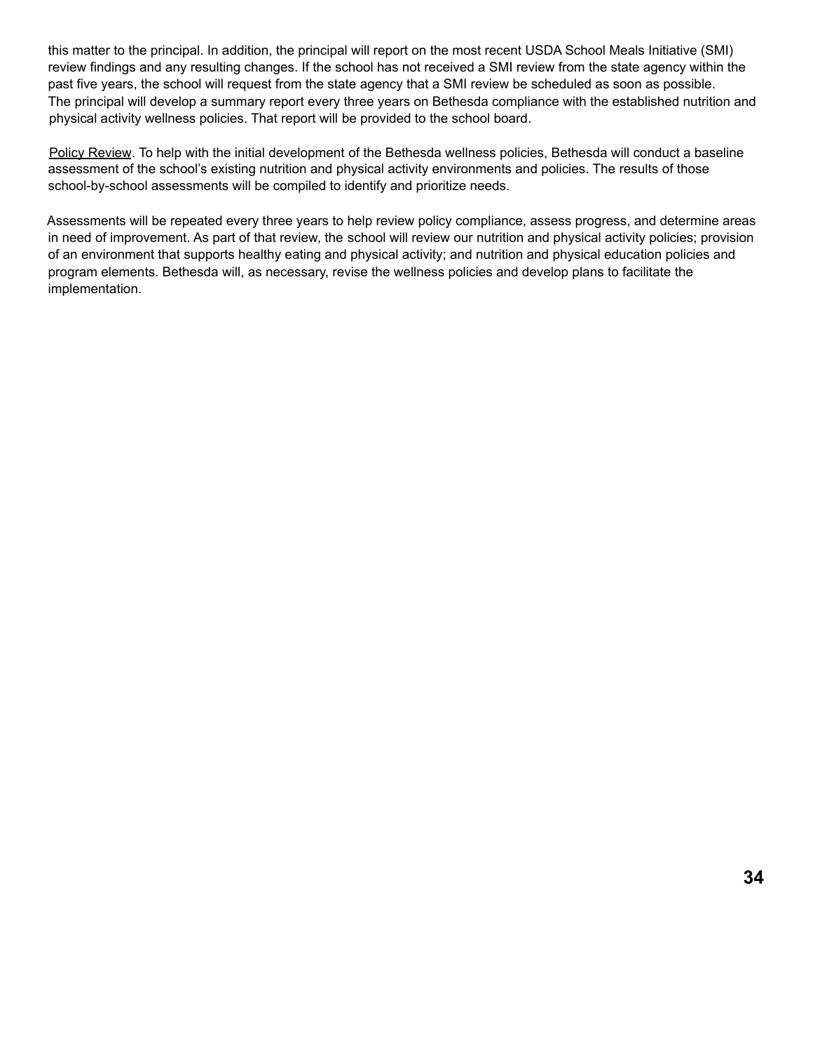this matter to the principal. In addition, the principal will report on the most recent USDA School Meals Initiative (SMI) review findings and any resulting changes. If the school has not received a SMI review from the state agency within the past five years, the school will request from the state agency that a SMI review be scheduled as soon as possible. The principal will develop a summary report every three years on Bethesda compliance with the established nutrition and physical activity wellness policies. That report will be provided to the school board.

<u>Policy Review</u>. To help with the initial development of the Bethesda wellness policies, Bethesda will conduct a baseline assessment of the school's existing nutrition and physical activity environments and policies. The results of those school-by-school assessments will be compiled to identify and prioritize needs.

Assessments will be repeated every three years to help review policy compliance, assess progress, and determine areas in need of improvement. As part of that review, the school will review our nutrition and physical activity policies; provision of an environment that supports healthy eating and physical activity; and nutrition and physical education policies and program elements. Bethesda will, as necessary, revise the wellness policies and develop plans to facilitate the implementation.